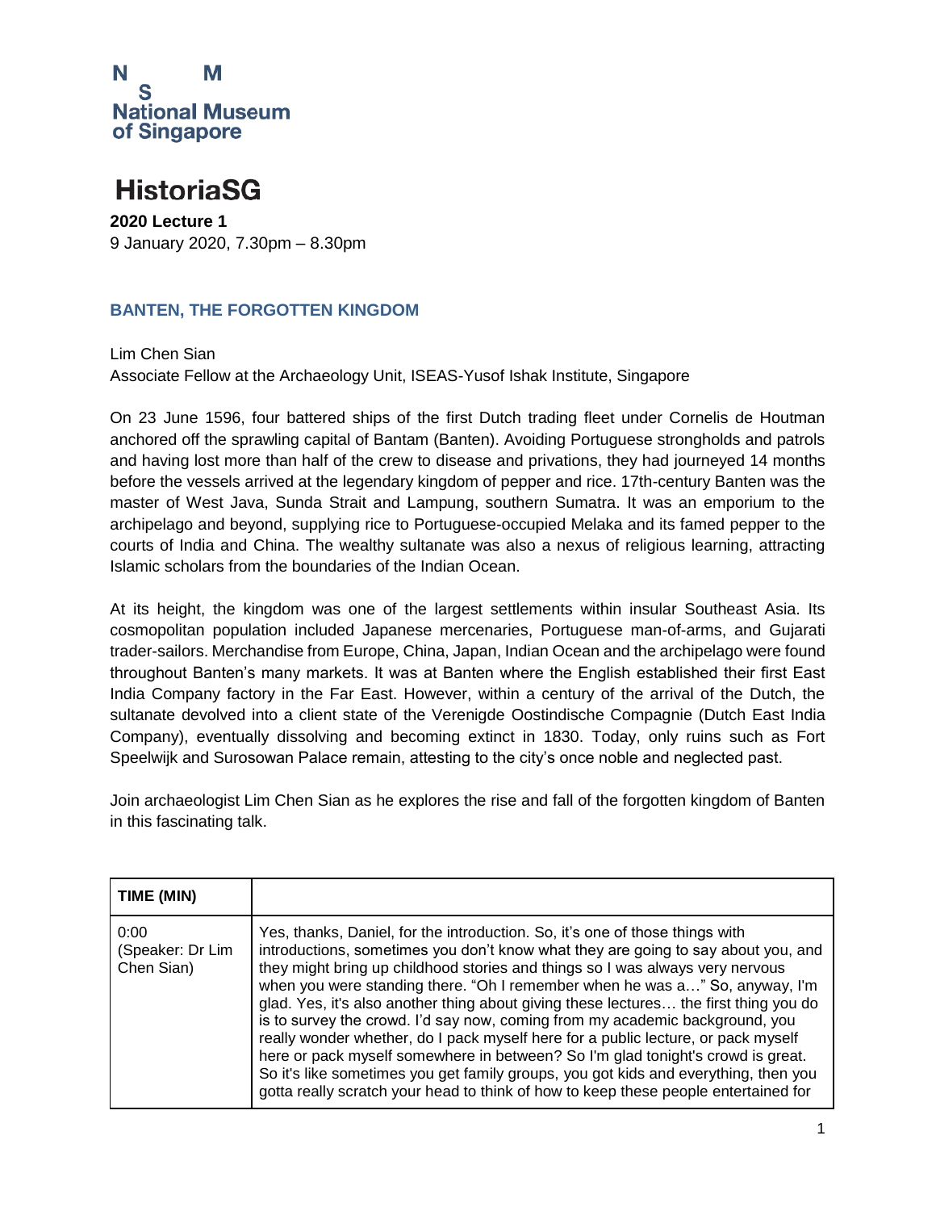# HistoriaSG

**2020 Lecture 1**
9 January 2020, 7.30pm – 8.30pm

## BANTEN, THE FORGOTTEN KINGDOM

Lim Chen Sian
Associate Fellow at the Archaeology Unit, ISEAS-Yusof Ishak Institute, Singapore

On 23 June 1596, four battered ships of the first Dutch trading fleet under Cornelis de Houtman anchored off the sprawling capital of Bantam (Banten). Avoiding Portuguese strongholds and patrols and having lost more than half of the crew to disease and privations, they had journeyed 14 months before the vessels arrived at the legendary kingdom of pepper and rice. 17th-century Banten was the master of West Java, Sunda Strait and Lampung, southern Sumatra. It was an emporium to the archipelago and beyond, supplying rice to Portuguese-occupied Melaka and its famed pepper to the courts of India and China. The wealthy sultanate was also a nexus of religious learning, attracting Islamic scholars from the boundaries of the Indian Ocean.

At its height, the kingdom was one of the largest settlements within insular Southeast Asia. Its cosmopolitan population included Japanese mercenaries, Portuguese man-of-arms, and Gujarati trader-sailors. Merchandise from Europe, China, Japan, Indian Ocean and the archipelago were found throughout Banten's many markets. It was at Banten where the English established their first East India Company factory in the Far East. However, within a century of the arrival of the Dutch, the sultanate devolved into a client state of the Verenigde Oostindische Compagnie (Dutch East India Company), eventually dissolving and becoming extinct in 1830. Today, only ruins such as Fort Speelwijk and Surosowan Palace remain, attesting to the city's once noble and neglected past.

Join archaeologist Lim Chen Sian as he explores the rise and fall of the forgotten kingdom of Banten in this fascinating talk.

| TIME (MIN) | |
|---|---|
| 0:00 (Speaker: Dr Lim Chen Sian) | Yes, thanks, Daniel, for the introduction. So, it's one of those things with introductions, sometimes you don't know what they are going to say about you, and they might bring up childhood stories and things so I was always very nervous when you were standing there. "Oh I remember when he was a…" So, anyway, I'm glad. Yes, it's also another thing about giving these lectures… the first thing you do is to survey the crowd. I'd say now, coming from my academic background, you really wonder whether, do I pack myself here for a public lecture, or pack myself here or pack myself somewhere in between? So I'm glad tonight's crowd is great. So it's like sometimes you get family groups, you got kids and everything, then you gotta really scratch your head to think of how to keep these people entertained for |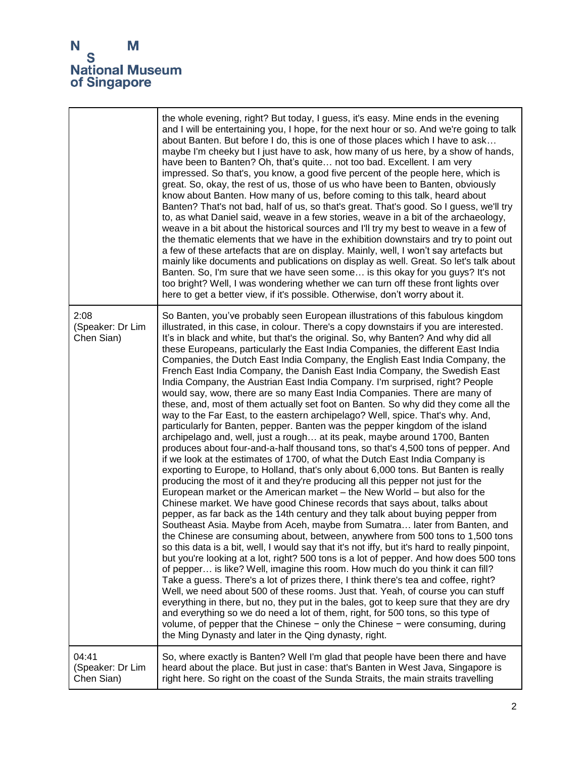| | |
|---|---|
| | the whole evening, right? But today, I guess, it's easy. Mine ends in the evening and I will be entertaining you, I hope, for the next hour or so. And we're going to talk about Banten. But before I do, this is one of those places which I have to ask… maybe I'm cheeky but I just have to ask, how many of us here, by a show of hands, have been to Banten? Oh, that's quite… not too bad. Excellent. I am very impressed. So that's, you know, a good five percent of the people here, which is great. So, okay, the rest of us, those of us who have been to Banten, obviously know about Banten. How many of us, before coming to this talk, heard about Banten? That's not bad, half of us, so that's great. That's good. So I guess, we'll try to, as what Daniel said, weave in a few stories, weave in a bit of the archaeology, weave in a bit about the historical sources and I'll try my best to weave in a few of the thematic elements that we have in the exhibition downstairs and try to point out a few of these artefacts that are on display. Mainly, well, I won't say artefacts but mainly like documents and publications on display as well. Great. So let's talk about Banten. So, I'm sure that we have seen some… is this okay for you guys? It's not too bright? Well, I was wondering whether we can turn off these front lights over here to get a better view, if it's possible. Otherwise, don't worry about it. |
| 2:08 (Speaker: Dr Lim Chen Sian) | So Banten, you've probably seen European illustrations of this fabulous kingdom illustrated, in this case, in colour. There's a copy downstairs if you are interested. It's in black and white, but that's the original. So, why Banten? And why did all these Europeans, particularly the East India Companies, the different East India Companies, the Dutch East India Company, the English East India Company, the French East India Company, the Danish East India Company, the Swedish East India Company, the Austrian East India Company. I'm surprised, right? People would say, wow, there are so many East India Companies. There are many of these, and, most of them actually set foot on Banten. So why did they come all the way to the Far East, to the eastern archipelago? Well, spice. That's why. And, particularly for Banten, pepper. Banten was the pepper kingdom of the island archipelago and, well, just a rough… at its peak, maybe around 1700, Banten produces about four-and-a-half thousand tons, so that's 4,500 tons of pepper. And if we look at the estimates of 1700, of what the Dutch East India Company is exporting to Europe, to Holland, that's only about 6,000 tons. But Banten is really producing the most of it and they're producing all this pepper not just for the European market or the American market – the New World – but also for the Chinese market. We have good Chinese records that says about, talks about pepper, as far back as the 14th century and they talk about buying pepper from Southeast Asia. Maybe from Aceh, maybe from Sumatra… later from Banten, and the Chinese are consuming about, between, anywhere from 500 tons to 1,500 tons so this data is a bit, well, I would say that it's not iffy, but it's hard to really pinpoint, but you're looking at a lot, right? 500 tons is a lot of pepper. And how does 500 tons of pepper… is like? Well, imagine this room. How much do you think it can fill? Take a guess. There's a lot of prizes there, I think there's tea and coffee, right? Well, we need about 500 of these rooms. Just that. Yeah, of course you can stuff everything in there, but no, they put in the bales, got to keep sure that they are dry and everything so we do need a lot of them, right, for 500 tons, so this type of volume, of pepper that the Chinese − only the Chinese − were consuming, during the Ming Dynasty and later in the Qing dynasty, right. |
| 04:41 (Speaker: Dr Lim Chen Sian) | So, where exactly is Banten? Well I'm glad that people have been there and have heard about the place. But just in case: that's Banten in West Java, Singapore is right here. So right on the coast of the Sunda Straits, the main straits travelling |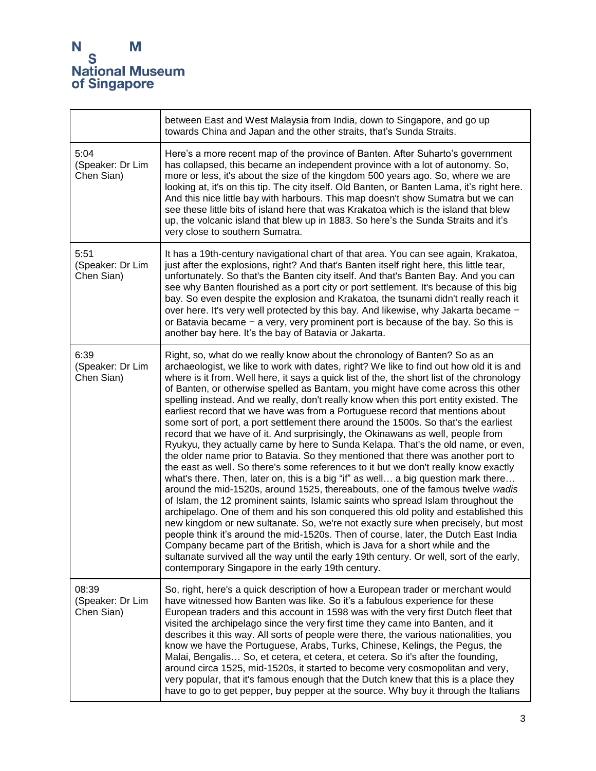| | |
|---|---|
| | between East and West Malaysia from India, down to Singapore, and go up towards China and Japan and the other straits, that's Sunda Straits. |
| 5:04 (Speaker: Dr Lim Chen Sian) | Here's a more recent map of the province of Banten. After Suharto's government has collapsed, this became an independent province with a lot of autonomy. So, more or less, it's about the size of the kingdom 500 years ago. So, where we are looking at, it's on this tip. The city itself. Old Banten, or Banten Lama, it's right here. And this nice little bay with harbours. This map doesn't show Sumatra but we can see these little bits of island here that was Krakatoa which is the island that blew up, the volcanic island that blew up in 1883. So here's the Sunda Straits and it's very close to southern Sumatra. |
| 5:51 (Speaker: Dr Lim Chen Sian) | It has a 19th-century navigational chart of that area. You can see again, Krakatoa, just after the explosions, right? And that's Banten itself right here, this little tear, unfortunately. So that's the Banten city itself. And that's Banten Bay. And you can see why Banten flourished as a port city or port settlement. It's because of this big bay. So even despite the explosion and Krakatoa, the tsunami didn't really reach it over here. It's very well protected by this bay. And likewise, why Jakarta became – or Batavia became – a very, very prominent port is because of the bay. So this is another bay here. It's the bay of Batavia or Jakarta. |
| 6:39 (Speaker: Dr Lim Chen Sian) | Right, so, what do we really know about the chronology of Banten? So as an archaeologist, we like to work with dates, right? We like to find out how old it is and where is it from. Well here, it says a quick list of the, the short list of the chronology of Banten, or otherwise spelled as Bantam, you might have come across this other spelling instead. And we really, don't really know when this port entity existed. The earliest record that we have was from a Portuguese record that mentions about some sort of port, a port settlement there around the 1500s. So that's the earliest record that we have of it. And surprisingly, the Okinawans as well, people from Ryukyu, they actually came by here to Sunda Kelapa. That's the old name, or even, the older name prior to Batavia. So they mentioned that there was another port to the east as well. So there's some references to it but we don't really know exactly what's there. Then, later on, this is a big "if" as well… a big question mark there… around the mid-1520s, around 1525, thereabouts, one of the famous twelve *wadis* of Islam, the 12 prominent saints, Islamic saints who spread Islam throughout the archipelago. One of them and his son conquered this old polity and established this new kingdom or new sultanate. So, we're not exactly sure when precisely, but most people think it's around the mid-1520s. Then of course, later, the Dutch East India Company became part of the British, which is Java for a short while and the sultanate survived all the way until the early 19th century. Or well, sort of the early, contemporary Singapore in the early 19th century. |
| 08:39 (Speaker: Dr Lim Chen Sian) | So, right, here's a quick description of how a European trader or merchant would have witnessed how Banten was like. So it's a fabulous experience for these European traders and this account in 1598 was with the very first Dutch fleet that visited the archipelago since the very first time they came into Banten, and it describes it this way. All sorts of people were there, the various nationalities, you know we have the Portuguese, Arabs, Turks, Chinese, Kelings, the Pegus, the Malai, Bengalis… So, et cetera, et cetera, et cetera. So it's after the founding, around circa 1525, mid-1520s, it started to become very cosmopolitan and very, very popular, that it's famous enough that the Dutch knew that this is a place they have to go to get pepper, buy pepper at the source. Why buy it through the Italians |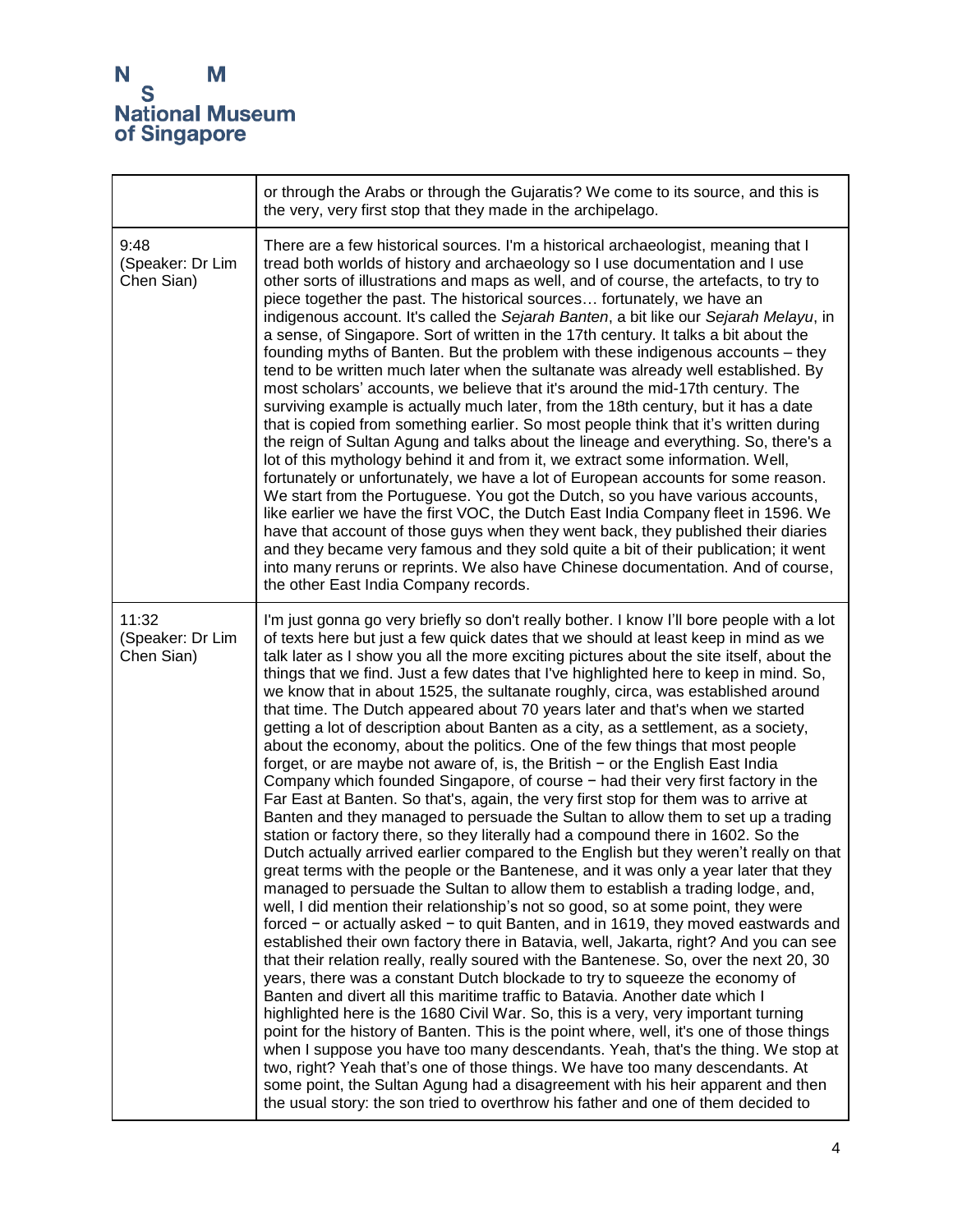| | |
|---|---|
| | or through the Arabs or through the Gujaratis? We come to its source, and this is the very, very first stop that they made in the archipelago. |
| 9:48 (Speaker: Dr Lim Chen Sian) | There are a few historical sources. I'm a historical archaeologist, meaning that I tread both worlds of history and archaeology so I use documentation and I use other sorts of illustrations and maps as well, and of course, the artefacts, to try to piece together the past. The historical sources… fortunately, we have an indigenous account. It's called the *Sejarah Banten*, a bit like our *Sejarah Melayu*, in a sense, of Singapore. Sort of written in the 17th century. It talks a bit about the founding myths of Banten. But the problem with these indigenous accounts – they tend to be written much later when the sultanate was already well established. By most scholars' accounts, we believe that it's around the mid-17th century. The surviving example is actually much later, from the 18th century, but it has a date that is copied from something earlier. So most people think that it's written during the reign of Sultan Agung and talks about the lineage and everything. So, there's a lot of this mythology behind it and from it, we extract some information. Well, fortunately or unfortunately, we have a lot of European accounts for some reason. We start from the Portuguese. You got the Dutch, so you have various accounts, like earlier we have the first VOC, the Dutch East India Company fleet in 1596. We have that account of those guys when they went back, they published their diaries and they became very famous and they sold quite a bit of their publication; it went into many reruns or reprints. We also have Chinese documentation. And of course, the other East India Company records. |
| 11:32 (Speaker: Dr Lim Chen Sian) | I'm just gonna go very briefly so don't really bother. I know I'll bore people with a lot of texts here but just a few quick dates that we should at least keep in mind as we talk later as I show you all the more exciting pictures about the site itself, about the things that we find. Just a few dates that I've highlighted here to keep in mind. So, we know that in about 1525, the sultanate roughly, circa, was established around that time. The Dutch appeared about 70 years later and that's when we started getting a lot of description about Banten as a city, as a settlement, as a society, about the economy, about the politics. One of the few things that most people forget, or are maybe not aware of, is, the British − or the English East India Company which founded Singapore, of course − had their very first factory in the Far East at Banten. So that's, again, the very first stop for them was to arrive at Banten and they managed to persuade the Sultan to allow them to set up a trading station or factory there, so they literally had a compound there in 1602. So the Dutch actually arrived earlier compared to the English but they weren't really on that great terms with the people or the Bantenese, and it was only a year later that they managed to persuade the Sultan to allow them to establish a trading lodge, and, well, I did mention their relationship's not so good, so at some point, they were forced − or actually asked − to quit Banten, and in 1619, they moved eastwards and established their own factory there in Batavia, well, Jakarta, right? And you can see that their relation really, really soured with the Bantenese. So, over the next 20, 30 years, there was a constant Dutch blockade to try to squeeze the economy of Banten and divert all this maritime traffic to Batavia. Another date which I highlighted here is the 1680 Civil War. So, this is a very, very important turning point for the history of Banten. This is the point where, well, it's one of those things when I suppose you have too many descendants. Yeah, that's the thing. We stop at two, right? Yeah that's one of those things. We have too many descendants. At some point, the Sultan Agung had a disagreement with his heir apparent and then the usual story: the son tried to overthrow his father and one of them decided to |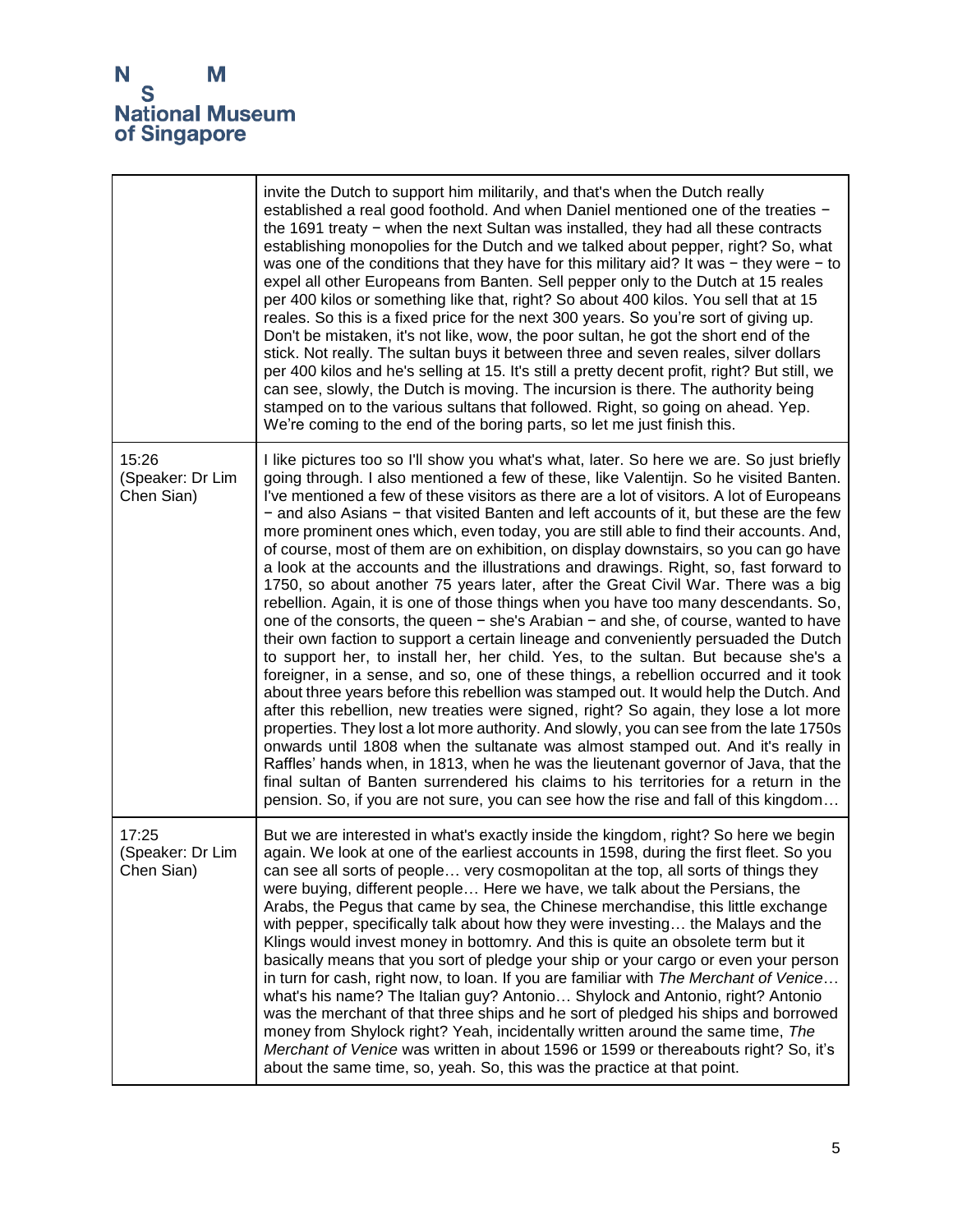| | |
|---|---|
| | invite the Dutch to support him militarily, and that's when the Dutch really established a real good foothold. And when Daniel mentioned one of the treaties − the 1691 treaty − when the next Sultan was installed, they had all these contracts establishing monopolies for the Dutch and we talked about pepper, right? So, what was one of the conditions that they have for this military aid? It was − they were − to expel all other Europeans from Banten. Sell pepper only to the Dutch at 15 reales per 400 kilos or something like that, right? So about 400 kilos. You sell that at 15 reales. So this is a fixed price for the next 300 years. So you're sort of giving up. Don't be mistaken, it's not like, wow, the poor sultan, he got the short end of the stick. Not really. The sultan buys it between three and seven reales, silver dollars per 400 kilos and he's selling at 15. It's still a pretty decent profit, right? But still, we can see, slowly, the Dutch is moving. The incursion is there. The authority being stamped on to the various sultans that followed. Right, so going on ahead. Yep. We're coming to the end of the boring parts, so let me just finish this. |
| 15:26 (Speaker: Dr Lim Chen Sian) | I like pictures too so I'll show you what's what, later. So here we are. So just briefly going through. I also mentioned a few of these, like Valentijn. So he visited Banten. I've mentioned a few of these visitors as there are a lot of visitors. A lot of Europeans − and also Asians − that visited Banten and left accounts of it, but these are the few more prominent ones which, even today, you are still able to find their accounts. And, of course, most of them are on exhibition, on display downstairs, so you can go have a look at the accounts and the illustrations and drawings. Right, so, fast forward to 1750, so about another 75 years later, after the Great Civil War. There was a big rebellion. Again, it is one of those things when you have too many descendants. So, one of the consorts, the queen − she's Arabian − and she, of course, wanted to have their own faction to support a certain lineage and conveniently persuaded the Dutch to support her, to install her, her child. Yes, to the sultan. But because she's a foreigner, in a sense, and so, one of these things, a rebellion occurred and it took about three years before this rebellion was stamped out. It would help the Dutch. And after this rebellion, new treaties were signed, right? So again, they lose a lot more properties. They lost a lot more authority. And slowly, you can see from the late 1750s onwards until 1808 when the sultanate was almost stamped out. And it's really in Raffles' hands when, in 1813, when he was the lieutenant governor of Java, that the final sultan of Banten surrendered his claims to his territories for a return in the pension. So, if you are not sure, you can see how the rise and fall of this kingdom… |
| 17:25 (Speaker: Dr Lim Chen Sian) | But we are interested in what's exactly inside the kingdom, right? So here we begin again. We look at one of the earliest accounts in 1598, during the first fleet. So you can see all sorts of people… very cosmopolitan at the top, all sorts of things they were buying, different people… Here we have, we talk about the Persians, the Arabs, the Pegus that came by sea, the Chinese merchandise, this little exchange with pepper, specifically talk about how they were investing… the Malays and the Klings would invest money in bottomry. And this is quite an obsolete term but it basically means that you sort of pledge your ship or your cargo or even your person in turn for cash, right now, to loan. If you are familiar with *The Merchant of Venice*… what's his name? The Italian guy? Antonio… Shylock and Antonio, right? Antonio was the merchant of that three ships and he sort of pledged his ships and borrowed money from Shylock right? Yeah, incidentally written around the same time, *The Merchant of Venice* was written in about 1596 or 1599 or thereabouts right? So, it's about the same time, so, yeah. So, this was the practice at that point. |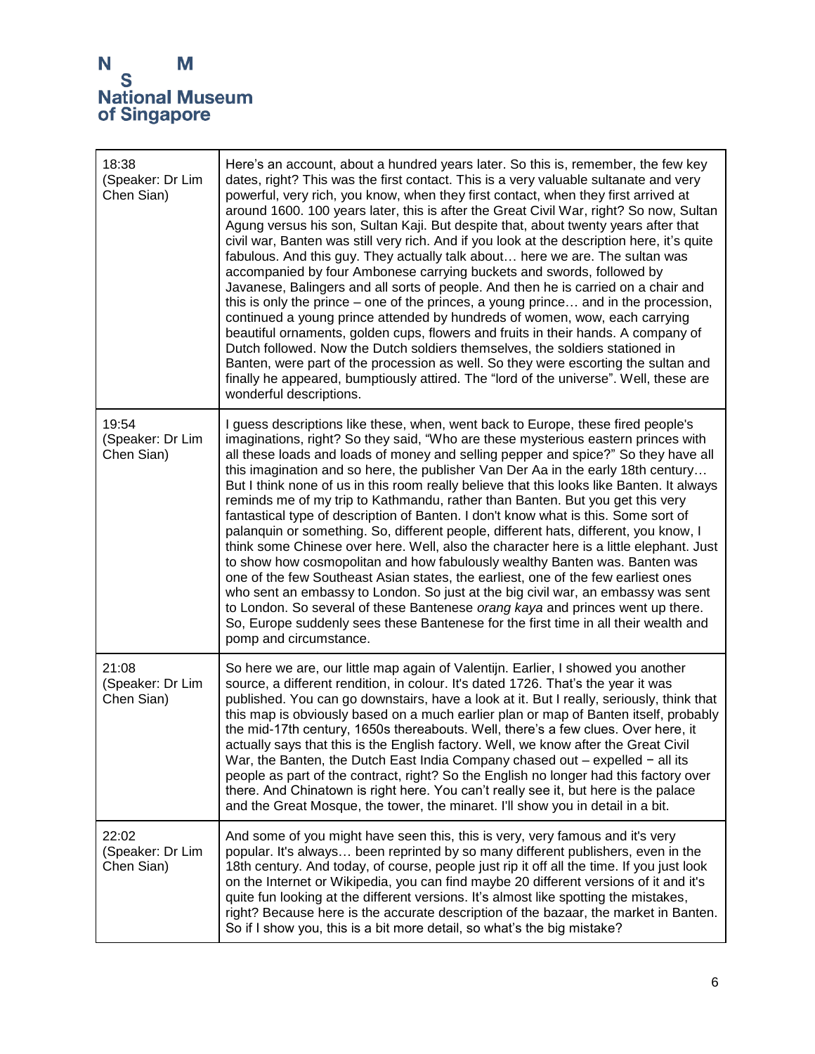| | |
|---|---|
| 18:38 (Speaker: Dr Lim Chen Sian) | Here's an account, about a hundred years later. So this is, remember, the few key dates, right? This was the first contact. This is a very valuable sultanate and very powerful, very rich, you know, when they first contact, when they first arrived at around 1600. 100 years later, this is after the Great Civil War, right? So now, Sultan Agung versus his son, Sultan Kaji. But despite that, about twenty years after that civil war, Banten was still very rich. And if you look at the description here, it's quite fabulous. And this guy. They actually talk about… here we are. The sultan was accompanied by four Ambonese carrying buckets and swords, followed by Javanese, Balingers and all sorts of people. And then he is carried on a chair and this is only the prince – one of the princes, a young prince… and in the procession, continued a young prince attended by hundreds of women, wow, each carrying beautiful ornaments, golden cups, flowers and fruits in their hands. A company of Dutch followed. Now the Dutch soldiers themselves, the soldiers stationed in Banten, were part of the procession as well. So they were escorting the sultan and finally he appeared, bumptiously attired. The "lord of the universe". Well, these are wonderful descriptions. |
| 19:54 (Speaker: Dr Lim Chen Sian) | I guess descriptions like these, when, went back to Europe, these fired people's imaginations, right? So they said, "Who are these mysterious eastern princes with all these loads and loads of money and selling pepper and spice?" So they have all this imagination and so here, the publisher Van Der Aa in the early 18th century… But I think none of us in this room really believe that this looks like Banten. It always reminds me of my trip to Kathmandu, rather than Banten. But you get this very fantastical type of description of Banten. I don't know what is this. Some sort of palanquin or something. So, different people, different hats, different, you know, I think some Chinese over here. Well, also the character here is a little elephant. Just to show how cosmopolitan and how fabulously wealthy Banten was. Banten was one of the few Southeast Asian states, the earliest, one of the few earliest ones who sent an embassy to London. So just at the big civil war, an embassy was sent to London. So several of these Bantenese *orang kaya* and princes went up there. So, Europe suddenly sees these Bantenese for the first time in all their wealth and pomp and circumstance. |
| 21:08 (Speaker: Dr Lim Chen Sian) | So here we are, our little map again of Valentijn. Earlier, I showed you another source, a different rendition, in colour. It's dated 1726. That's the year it was published. You can go downstairs, have a look at it. But I really, seriously, think that this map is obviously based on a much earlier plan or map of Banten itself, probably the mid-17th century, 1650s thereabouts. Well, there's a few clues. Over here, it actually says that this is the English factory. Well, we know after the Great Civil War, the Banten, the Dutch East India Company chased out – expelled − all its people as part of the contract, right? So the English no longer had this factory over there. And Chinatown is right here. You can't really see it, but here is the palace and the Great Mosque, the tower, the minaret. I'll show you in detail in a bit. |
| 22:02 (Speaker: Dr Lim Chen Sian) | And some of you might have seen this, this is very, very famous and it's very popular. It's always… been reprinted by so many different publishers, even in the 18th century. And today, of course, people just rip it off all the time. If you just look on the Internet or Wikipedia, you can find maybe 20 different versions of it and it's quite fun looking at the different versions. It's almost like spotting the mistakes, right? Because here is the accurate description of the bazaar, the market in Banten. So if I show you, this is a bit more detail, so what's the big mistake? |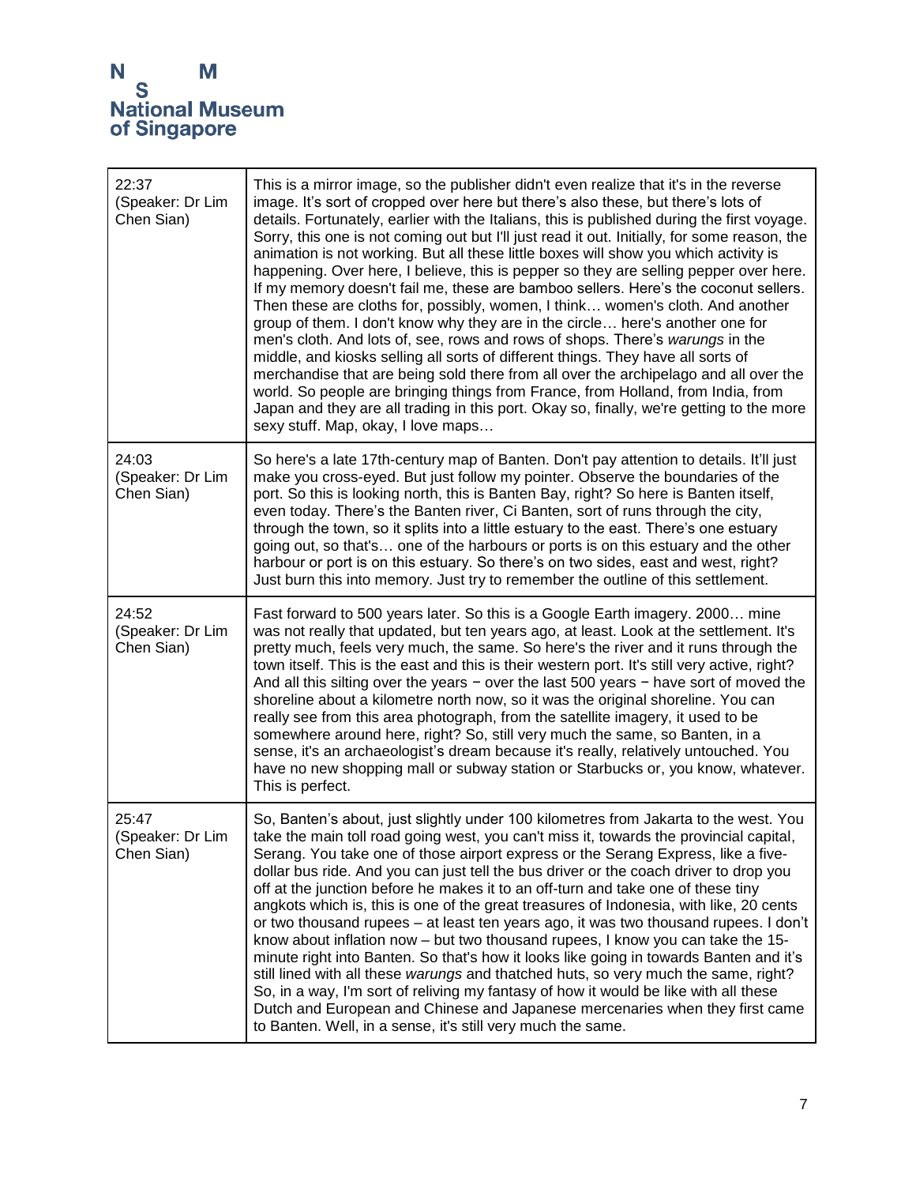| | |
|---|---|
| 22:37 (Speaker: Dr Lim Chen Sian) | This is a mirror image, so the publisher didn't even realize that it's in the reverse image. It's sort of cropped over here but there's also these, but there's lots of details. Fortunately, earlier with the Italians, this is published during the first voyage. Sorry, this one is not coming out but I'll just read it out. Initially, for some reason, the animation is not working. But all these little boxes will show you which activity is happening. Over here, I believe, this is pepper so they are selling pepper over here. If my memory doesn't fail me, these are bamboo sellers. Here's the coconut sellers. Then these are cloths for, possibly, women, I think… women's cloth. And another group of them. I don't know why they are in the circle… here's another one for men's cloth. And lots of, see, rows and rows of shops. There's *warungs* in the middle, and kiosks selling all sorts of different things. They have all sorts of merchandise that are being sold there from all over the archipelago and all over the world. So people are bringing things from France, from Holland, from India, from Japan and they are all trading in this port. Okay so, finally, we're getting to the more sexy stuff. Map, okay, I love maps… |
| 24:03 (Speaker: Dr Lim Chen Sian) | So here's a late 17th-century map of Banten. Don't pay attention to details. It'll just make you cross-eyed. But just follow my pointer. Observe the boundaries of the port. So this is looking north, this is Banten Bay, right? So here is Banten itself, even today. There's the Banten river, Ci Banten, sort of runs through the city, through the town, so it splits into a little estuary to the east. There's one estuary going out, so that's… one of the harbours or ports is on this estuary and the other harbour or port is on this estuary. So there's on two sides, east and west, right? Just burn this into memory. Just try to remember the outline of this settlement. |
| 24:52 (Speaker: Dr Lim Chen Sian) | Fast forward to 500 years later. So this is a Google Earth imagery. 2000… mine was not really that updated, but ten years ago, at least. Look at the settlement. It's pretty much, feels very much, the same. So here's the river and it runs through the town itself. This is the east and this is their western port. It's still very active, right? And all this silting over the years − over the last 500 years − have sort of moved the shoreline about a kilometre north now, so it was the original shoreline. You can really see from this area photograph, from the satellite imagery, it used to be somewhere around here, right? So, still very much the same, so Banten, in a sense, it's an archaeologist's dream because it's really, relatively untouched. You have no new shopping mall or subway station or Starbucks or, you know, whatever. This is perfect. |
| 25:47 (Speaker: Dr Lim Chen Sian) | So, Banten's about, just slightly under 100 kilometres from Jakarta to the west. You take the main toll road going west, you can't miss it, towards the provincial capital, Serang. You take one of those airport express or the Serang Express, like a five-dollar bus ride. And you can just tell the bus driver or the coach driver to drop you off at the junction before he makes it to an off-turn and take one of these tiny angkots which is, this is one of the great treasures of Indonesia, with like, 20 cents or two thousand rupees – at least ten years ago, it was two thousand rupees. I don't know about inflation now – but two thousand rupees, I know you can take the 15-minute right into Banten. So that's how it looks like going in towards Banten and it's still lined with all these *warungs* and thatched huts, so very much the same, right? So, in a way, I'm sort of reliving my fantasy of how it would be like with all these Dutch and European and Chinese and Japanese mercenaries when they first came to Banten. Well, in a sense, it's still very much the same. |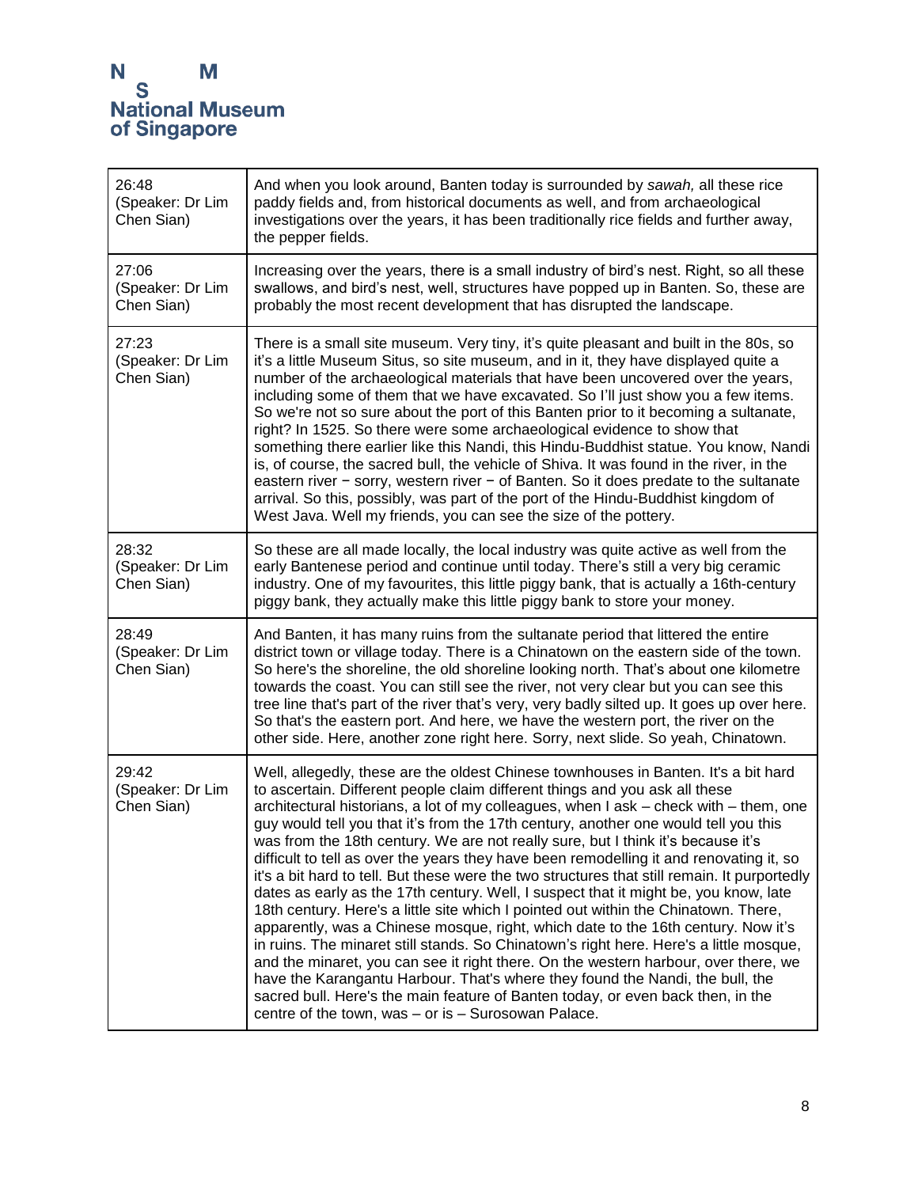| | |
|---|---|
| 26:48 (Speaker: Dr Lim Chen Sian) | And when you look around, Banten today is surrounded by *sawah,* all these rice paddy fields and, from historical documents as well, and from archaeological investigations over the years, it has been traditionally rice fields and further away, the pepper fields. |
| 27:06 (Speaker: Dr Lim Chen Sian) | Increasing over the years, there is a small industry of bird's nest. Right, so all these swallows, and bird's nest, well, structures have popped up in Banten. So, these are probably the most recent development that has disrupted the landscape. |
| 27:23 (Speaker: Dr Lim Chen Sian) | There is a small site museum. Very tiny, it's quite pleasant and built in the 80s, so it's a little Museum Situs, so site museum, and in it, they have displayed quite a number of the archaeological materials that have been uncovered over the years, including some of them that we have excavated. So I'll just show you a few items. So we're not so sure about the port of this Banten prior to it becoming a sultanate, right? In 1525. So there were some archaeological evidence to show that something there earlier like this Nandi, this Hindu-Buddhist statue. You know, Nandi is, of course, the sacred bull, the vehicle of Shiva. It was found in the river, in the eastern river − sorry, western river − of Banten. So it does predate to the sultanate arrival. So this, possibly, was part of the port of the Hindu-Buddhist kingdom of West Java. Well my friends, you can see the size of the pottery. |
| 28:32 (Speaker: Dr Lim Chen Sian) | So these are all made locally, the local industry was quite active as well from the early Bantenese period and continue until today. There's still a very big ceramic industry. One of my favourites, this little piggy bank, that is actually a 16th-century piggy bank, they actually make this little piggy bank to store your money. |
| 28:49 (Speaker: Dr Lim Chen Sian) | And Banten, it has many ruins from the sultanate period that littered the entire district town or village today. There is a Chinatown on the eastern side of the town. So here's the shoreline, the old shoreline looking north. That's about one kilometre towards the coast. You can still see the river, not very clear but you can see this tree line that's part of the river that's very, very badly silted up. It goes up over here. So that's the eastern port. And here, we have the western port, the river on the other side. Here, another zone right here. Sorry, next slide. So yeah, Chinatown. |
| 29:42 (Speaker: Dr Lim Chen Sian) | Well, allegedly, these are the oldest Chinese townhouses in Banten. It's a bit hard to ascertain. Different people claim different things and you ask all these architectural historians, a lot of my colleagues, when I ask – check with – them, one guy would tell you that it's from the 17th century, another one would tell you this was from the 18th century. We are not really sure, but I think it's because it's difficult to tell as over the years they have been remodelling it and renovating it, so it's a bit hard to tell. But these were the two structures that still remain. It purportedly dates as early as the 17th century. Well, I suspect that it might be, you know, late 18th century. Here's a little site which I pointed out within the Chinatown. There, apparently, was a Chinese mosque, right, which date to the 16th century. Now it's in ruins. The minaret still stands. So Chinatown's right here. Here's a little mosque, and the minaret, you can see it right there. On the western harbour, over there, we have the Karangantu Harbour. That's where they found the Nandi, the bull, the sacred bull. Here's the main feature of Banten today, or even back then, in the centre of the town, was – or is – Surosowan Palace. |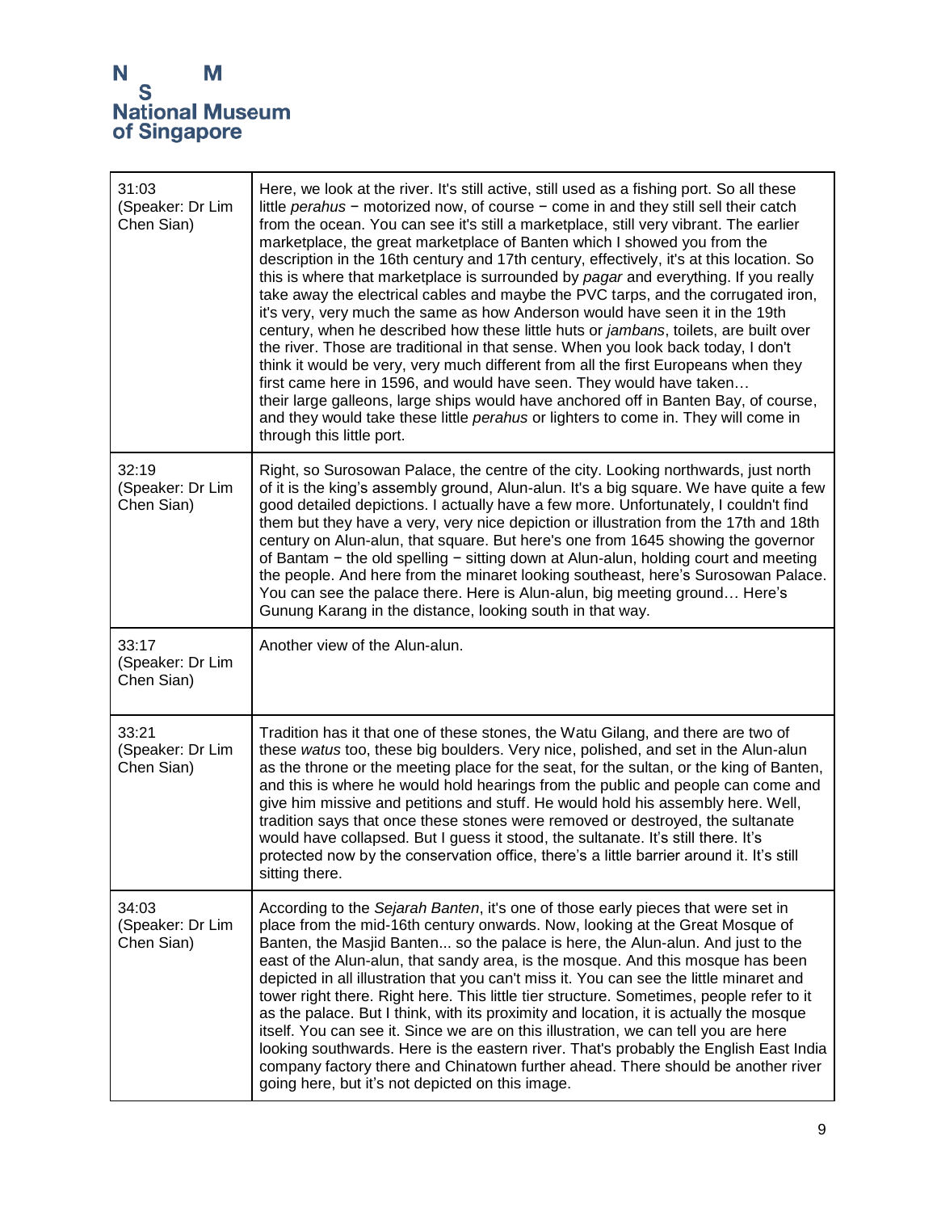| | |
|---|---|
| 31:03 (Speaker: Dr Lim Chen Sian) | Here, we look at the river. It's still active, still used as a fishing port. So all these little *perahus* − motorized now, of course − come in and they still sell their catch from the ocean. You can see it's still a marketplace, still very vibrant. The earlier marketplace, the great marketplace of Banten which I showed you from the description in the 16th century and 17th century, effectively, it's at this location. So this is where that marketplace is surrounded by *pagar* and everything. If you really take away the electrical cables and maybe the PVC tarps, and the corrugated iron, it's very, very much the same as how Anderson would have seen it in the 19th century, when he described how these little huts or *jambans*, toilets, are built over the river. Those are traditional in that sense. When you look back today, I don't think it would be very, very much different from all the first Europeans when they first came here in 1596, and would have seen. They would have taken… their large galleons, large ships would have anchored off in Banten Bay, of course, and they would take these little *perahus* or lighters to come in. They will come in through this little port. |
| 32:19 (Speaker: Dr Lim Chen Sian) | Right, so Surosowan Palace, the centre of the city. Looking northwards, just north of it is the king's assembly ground, Alun-alun. It's a big square. We have quite a few good detailed depictions. I actually have a few more. Unfortunately, I couldn't find them but they have a very, very nice depiction or illustration from the 17th and 18th century on Alun-alun, that square. But here's one from 1645 showing the governor of Bantam − the old spelling − sitting down at Alun-alun, holding court and meeting the people. And here from the minaret looking southeast, here's Surosowan Palace. You can see the palace there. Here is Alun-alun, big meeting ground… Here's Gunung Karang in the distance, looking south in that way. |
| 33:17 (Speaker: Dr Lim Chen Sian) | Another view of the Alun-alun. |
| 33:21 (Speaker: Dr Lim Chen Sian) | Tradition has it that one of these stones, the Watu Gilang, and there are two of these *watus* too, these big boulders. Very nice, polished, and set in the Alun-alun as the throne or the meeting place for the seat, for the sultan, or the king of Banten, and this is where he would hold hearings from the public and people can come and give him missive and petitions and stuff. He would hold his assembly here. Well, tradition says that once these stones were removed or destroyed, the sultanate would have collapsed. But I guess it stood, the sultanate. It's still there. It's protected now by the conservation office, there's a little barrier around it. It's still sitting there. |
| 34:03 (Speaker: Dr Lim Chen Sian) | According to the *Sejarah Banten*, it's one of those early pieces that were set in place from the mid-16th century onwards. Now, looking at the Great Mosque of Banten, the Masjid Banten... so the palace is here, the Alun-alun. And just to the east of the Alun-alun, that sandy area, is the mosque. And this mosque has been depicted in all illustration that you can't miss it. You can see the little minaret and tower right there. Right here. This little tier structure. Sometimes, people refer to it as the palace. But I think, with its proximity and location, it is actually the mosque itself. You can see it. Since we are on this illustration, we can tell you are here looking southwards. Here is the eastern river. That's probably the English East India company factory there and Chinatown further ahead. There should be another river going here, but it's not depicted on this image. |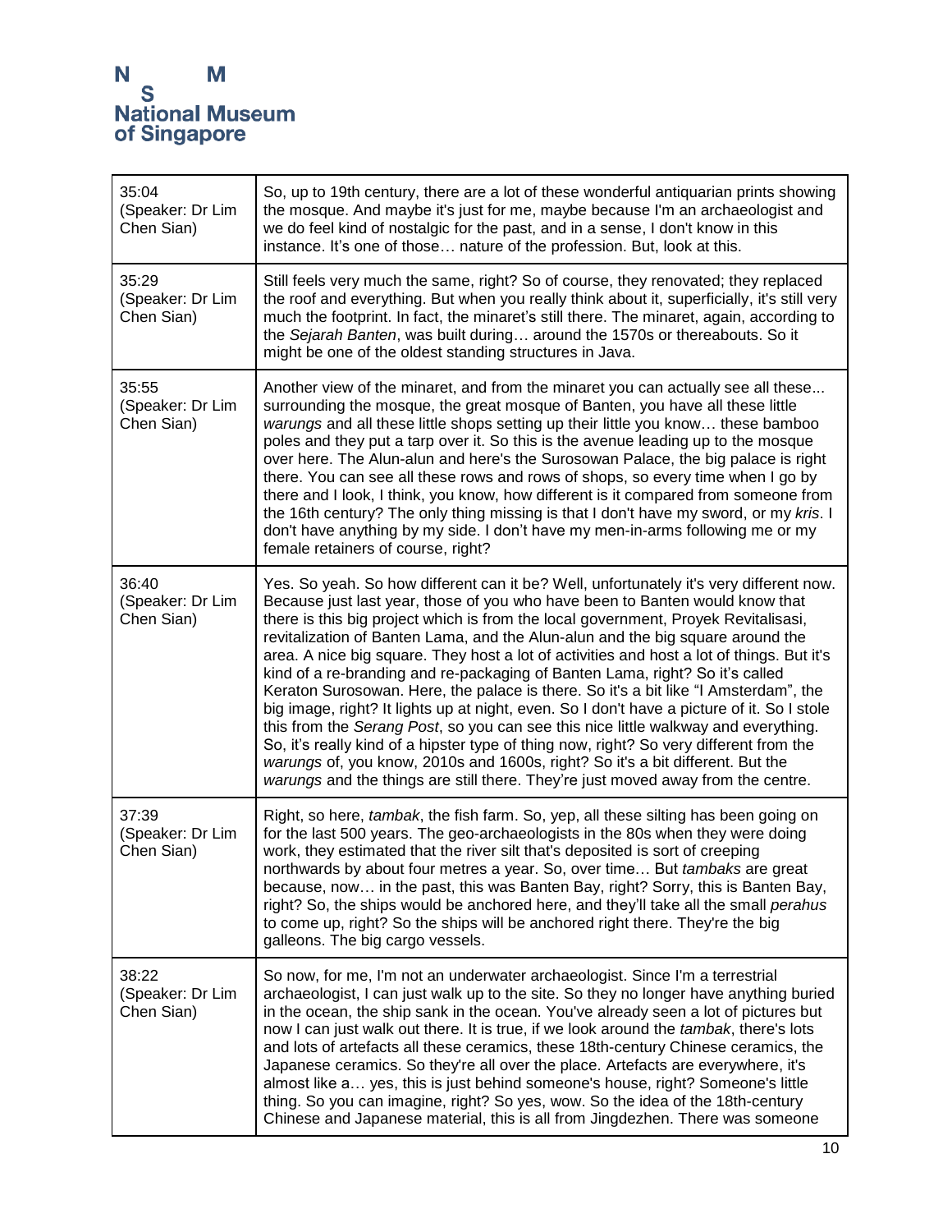| | |
|---|---|
| 35:04 (Speaker: Dr Lim Chen Sian) | So, up to 19th century, there are a lot of these wonderful antiquarian prints showing the mosque. And maybe it's just for me, maybe because I'm an archaeologist and we do feel kind of nostalgic for the past, and in a sense, I don't know in this instance. It's one of those… nature of the profession. But, look at this. |
| 35:29 (Speaker: Dr Lim Chen Sian) | Still feels very much the same, right? So of course, they renovated; they replaced the roof and everything. But when you really think about it, superficially, it's still very much the footprint. In fact, the minaret's still there. The minaret, again, according to the *Sejarah Banten*, was built during… around the 1570s or thereabouts. So it might be one of the oldest standing structures in Java. |
| 35:55 (Speaker: Dr Lim Chen Sian) | Another view of the minaret, and from the minaret you can actually see all these... surrounding the mosque, the great mosque of Banten, you have all these little *warungs* and all these little shops setting up their little you know… these bamboo poles and they put a tarp over it. So this is the avenue leading up to the mosque over here. The Alun-alun and here's the Surosowan Palace, the big palace is right there. You can see all these rows and rows of shops, so every time when I go by there and I look, I think, you know, how different is it compared from someone from the 16th century? The only thing missing is that I don't have my sword, or my *kris*. I don't have anything by my side. I don't have my men-in-arms following me or my female retainers of course, right? |
| 36:40 (Speaker: Dr Lim Chen Sian) | Yes. So yeah. So how different can it be? Well, unfortunately it's very different now. Because just last year, those of you who have been to Banten would know that there is this big project which is from the local government, Proyek Revitalisasi, revitalization of Banten Lama, and the Alun-alun and the big square around the area. A nice big square. They host a lot of activities and host a lot of things. But it's kind of a re-branding and re-packaging of Banten Lama, right? So it's called Keraton Surosowan. Here, the palace is there. So it's a bit like "I Amsterdam", the big image, right? It lights up at night, even. So I don't have a picture of it. So I stole this from the *Serang Post*, so you can see this nice little walkway and everything. So, it's really kind of a hipster type of thing now, right? So very different from the *warungs* of, you know, 2010s and 1600s, right? So it's a bit different. But the *warungs* and the things are still there. They're just moved away from the centre. |
| 37:39 (Speaker: Dr Lim Chen Sian) | Right, so here, *tambak*, the fish farm. So, yep, all these silting has been going on for the last 500 years. The geo-archaeologists in the 80s when they were doing work, they estimated that the river silt that's deposited is sort of creeping northwards by about four metres a year. So, over time… But *tambaks* are great because, now… in the past, this was Banten Bay, right? Sorry, this is Banten Bay, right? So, the ships would be anchored here, and they'll take all the small *perahus* to come up, right? So the ships will be anchored right there. They're the big galleons. The big cargo vessels. |
| 38:22 (Speaker: Dr Lim Chen Sian) | So now, for me, I'm not an underwater archaeologist. Since I'm a terrestrial archaeologist, I can just walk up to the site. So they no longer have anything buried in the ocean, the ship sank in the ocean. You've already seen a lot of pictures but now I can just walk out there. It is true, if we look around the *tambak*, there's lots and lots of artefacts all these ceramics, these 18th-century Chinese ceramics, the Japanese ceramics. So they're all over the place. Artefacts are everywhere, it's almost like a… yes, this is just behind someone's house, right? Someone's little thing. So you can imagine, right? So yes, wow. So the idea of the 18th-century Chinese and Japanese material, this is all from Jingdezhen. There was someone |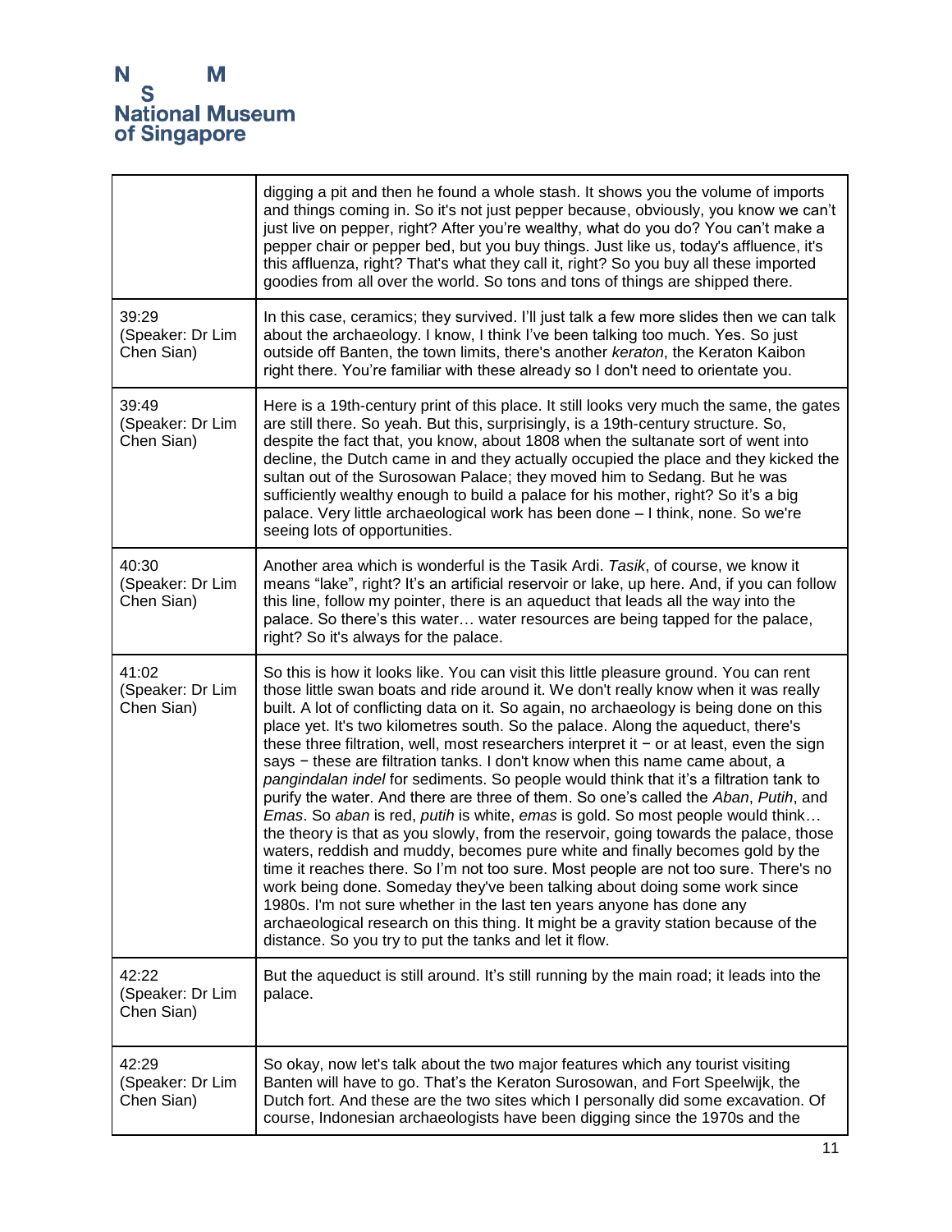|  |  |
|---|---|
|  | digging a pit and then he found a whole stash. It shows you the volume of imports and things coming in. So it's not just pepper because, obviously, you know we can't just live on pepper, right? After you're wealthy, what do you do? You can't make a pepper chair or pepper bed, but you buy things. Just like us, today's affluence, it's this affluenza, right? That's what they call it, right? So you buy all these imported goodies from all over the world. So tons and tons of things are shipped there. |
| 39:29 (Speaker: Dr Lim Chen Sian) | In this case, ceramics; they survived. I'll just talk a few more slides then we can talk about the archaeology. I know, I think I've been talking too much. Yes. So just outside off Banten, the town limits, there's another *keraton*, the Keraton Kaibon right there. You're familiar with these already so I don't need to orientate you. |
| 39:49 (Speaker: Dr Lim Chen Sian) | Here is a 19th-century print of this place. It still looks very much the same, the gates are still there. So yeah. But this, surprisingly, is a 19th-century structure. So, despite the fact that, you know, about 1808 when the sultanate sort of went into decline, the Dutch came in and they actually occupied the place and they kicked the sultan out of the Surosowan Palace; they moved him to Sedang. But he was sufficiently wealthy enough to build a palace for his mother, right? So it's a big palace. Very little archaeological work has been done – I think, none. So we're seeing lots of opportunities. |
| 40:30 (Speaker: Dr Lim Chen Sian) | Another area which is wonderful is the Tasik Ardi. *Tasik*, of course, we know it means "lake", right? It's an artificial reservoir or lake, up here. And, if you can follow this line, follow my pointer, there is an aqueduct that leads all the way into the palace. So there's this water… water resources are being tapped for the palace, right? So it's always for the palace. |
| 41:02 (Speaker: Dr Lim Chen Sian) | So this is how it looks like. You can visit this little pleasure ground. You can rent those little swan boats and ride around it. We don't really know when it was really built. A lot of conflicting data on it. So again, no archaeology is being done on this place yet. It's two kilometres south. So the palace. Along the aqueduct, there's these three filtration, well, most researchers interpret it − or at least, even the sign says − these are filtration tanks. I don't know when this name came about, a *pangindalan indel* for sediments. So people would think that it's a filtration tank to purify the water. And there are three of them. So one's called the *Aban*, *Putih*, and *Emas*. So *aban* is red, *putih* is white, *emas* is gold. So most people would think… the theory is that as you slowly, from the reservoir, going towards the palace, those waters, reddish and muddy, becomes pure white and finally becomes gold by the time it reaches there. So I'm not too sure. Most people are not too sure. There's no work being done. Someday they've been talking about doing some work since 1980s. I'm not sure whether in the last ten years anyone has done any archaeological research on this thing. It might be a gravity station because of the distance. So you try to put the tanks and let it flow. |
| 42:22 (Speaker: Dr Lim Chen Sian) | But the aqueduct is still around. It's still running by the main road; it leads into the palace. |
| 42:29 (Speaker: Dr Lim Chen Sian) | So okay, now let's talk about the two major features which any tourist visiting Banten will have to go. That's the Keraton Surosowan, and Fort Speelwijk, the Dutch fort. And these are the two sites which I personally did some excavation. Of course, Indonesian archaeologists have been digging since the 1970s and the |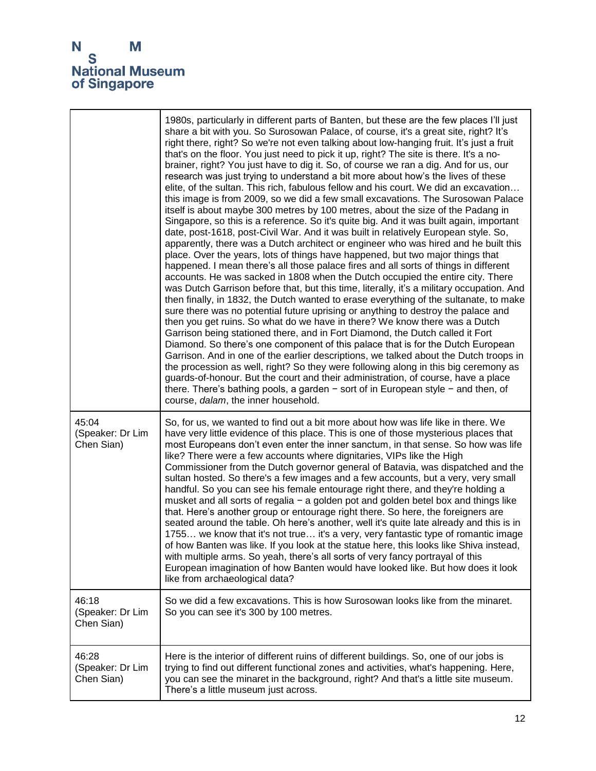| | |
|---|---|
| | 1980s, particularly in different parts of Banten, but these are the few places I'll just share a bit with you. So Surosowan Palace, of course, it's a great site, right? It's right there, right? So we're not even talking about low-hanging fruit. It's just a fruit that's on the floor. You just need to pick it up, right? The site is there. It's a no-brainer, right? You just have to dig it. So, of course we ran a dig. And for us, our research was just trying to understand a bit more about how's the lives of these elite, of the sultan. This rich, fabulous fellow and his court. We did an excavation… this image is from 2009, so we did a few small excavations. The Surosowan Palace itself is about maybe 300 metres by 100 metres, about the size of the Padang in Singapore, so this is a reference. So it's quite big. And it was built again, important date, post-1618, post-Civil War. And it was built in relatively European style. So, apparently, there was a Dutch architect or engineer who was hired and he built this place. Over the years, lots of things have happened, but two major things that happened. I mean there's all those palace fires and all sorts of things in different accounts. He was sacked in 1808 when the Dutch occupied the entire city. There was Dutch Garrison before that, but this time, literally, it's a military occupation. And then finally, in 1832, the Dutch wanted to erase everything of the sultanate, to make sure there was no potential future uprising or anything to destroy the palace and then you get ruins. So what do we have in there? We know there was a Dutch Garrison being stationed there, and in Fort Diamond, the Dutch called it Fort Diamond. So there's one component of this palace that is for the Dutch European Garrison. And in one of the earlier descriptions, we talked about the Dutch troops in the procession as well, right? So they were following along in this big ceremony as guards-of-honour. But the court and their administration, of course, have a place there. There's bathing pools, a garden − sort of in European style − and then, of course, *dalam*, the inner household. |
| 45:04 (Speaker: Dr Lim Chen Sian) | So, for us, we wanted to find out a bit more about how was life like in there. We have very little evidence of this place. This is one of those mysterious places that most Europeans don't even enter the inner sanctum, in that sense. So how was life like? There were a few accounts where dignitaries, VIPs like the High Commissioner from the Dutch governor general of Batavia, was dispatched and the sultan hosted. So there's a few images and a few accounts, but a very, very small handful. So you can see his female entourage right there, and they're holding a musket and all sorts of regalia − a golden pot and golden betel box and things like that. Here's another group or entourage right there. So here, the foreigners are seated around the table. Oh here's another, well it's quite late already and this is in 1755… we know that it's not true… it's a very, very fantastic type of romantic image of how Banten was like. If you look at the statue here, this looks like Shiva instead, with multiple arms. So yeah, there's all sorts of very fancy portrayal of this European imagination of how Banten would have looked like. But how does it look like from archaeological data? |
| 46:18 (Speaker: Dr Lim Chen Sian) | So we did a few excavations. This is how Surosowan looks like from the minaret. So you can see it's 300 by 100 metres. |
| 46:28 (Speaker: Dr Lim Chen Sian) | Here is the interior of different ruins of different buildings. So, one of our jobs is trying to find out different functional zones and activities, what's happening. Here, you can see the minaret in the background, right? And that's a little site museum. There's a little museum just across. |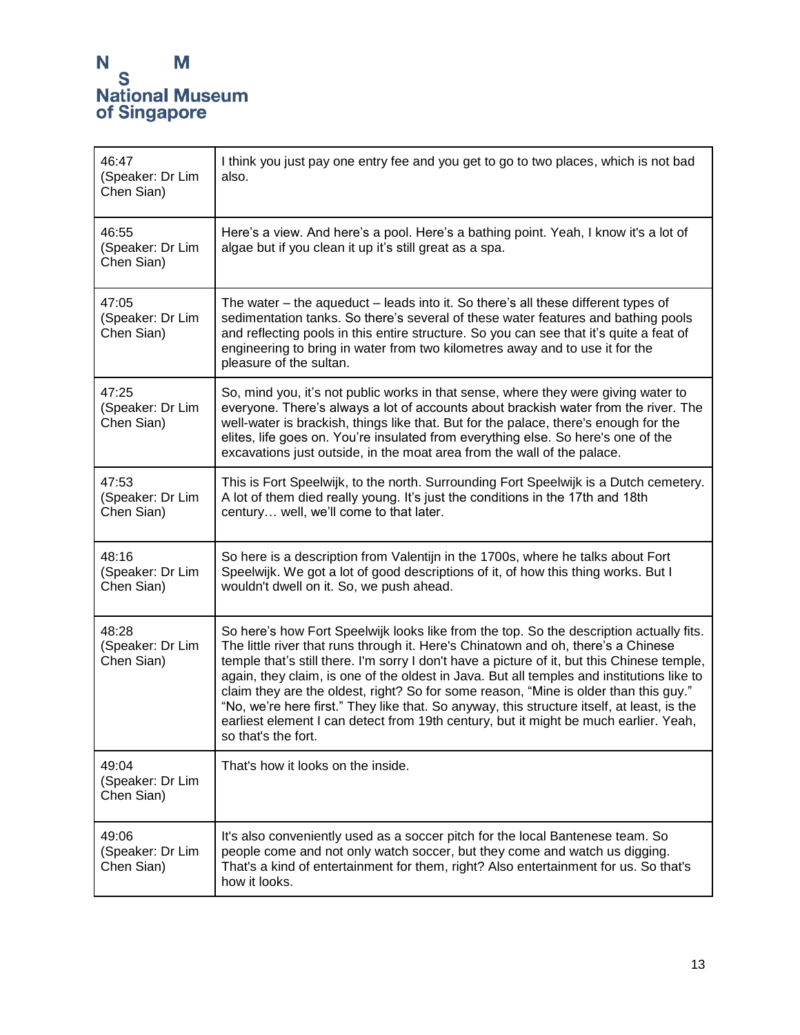| | |
|---|---|
| 46:47 (Speaker: Dr Lim Chen Sian) | I think you just pay one entry fee and you get to go to two places, which is not bad also. |
| 46:55 (Speaker: Dr Lim Chen Sian) | Here's a view. And here's a pool. Here's a bathing point. Yeah, I know it's a lot of algae but if you clean it up it's still great as a spa. |
| 47:05 (Speaker: Dr Lim Chen Sian) | The water – the aqueduct – leads into it. So there's all these different types of sedimentation tanks. So there's several of these water features and bathing pools and reflecting pools in this entire structure. So you can see that it's quite a feat of engineering to bring in water from two kilometres away and to use it for the pleasure of the sultan. |
| 47:25 (Speaker: Dr Lim Chen Sian) | So, mind you, it's not public works in that sense, where they were giving water to everyone. There's always a lot of accounts about brackish water from the river. The well-water is brackish, things like that. But for the palace, there's enough for the elites, life goes on. You're insulated from everything else. So here's one of the excavations just outside, in the moat area from the wall of the palace. |
| 47:53 (Speaker: Dr Lim Chen Sian) | This is Fort Speelwijk, to the north. Surrounding Fort Speelwijk is a Dutch cemetery. A lot of them died really young. It's just the conditions in the 17th and 18th century… well, we'll come to that later. |
| 48:16 (Speaker: Dr Lim Chen Sian) | So here is a description from Valentijn in the 1700s, where he talks about Fort Speelwijk. We got a lot of good descriptions of it, of how this thing works. But I wouldn't dwell on it. So, we push ahead. |
| 48:28 (Speaker: Dr Lim Chen Sian) | So here's how Fort Speelwijk looks like from the top. So the description actually fits. The little river that runs through it. Here's Chinatown and oh, there's a Chinese temple that's still there. I'm sorry I don't have a picture of it, but this Chinese temple, again, they claim, is one of the oldest in Java. But all temples and institutions like to claim they are the oldest, right? So for some reason, "Mine is older than this guy." "No, we're here first." They like that. So anyway, this structure itself, at least, is the earliest element I can detect from 19th century, but it might be much earlier. Yeah, so that's the fort. |
| 49:04 (Speaker: Dr Lim Chen Sian) | That's how it looks on the inside. |
| 49:06 (Speaker: Dr Lim Chen Sian) | It's also conveniently used as a soccer pitch for the local Bantenese team. So people come and not only watch soccer, but they come and watch us digging. That's a kind of entertainment for them, right? Also entertainment for us. So that's how it looks. |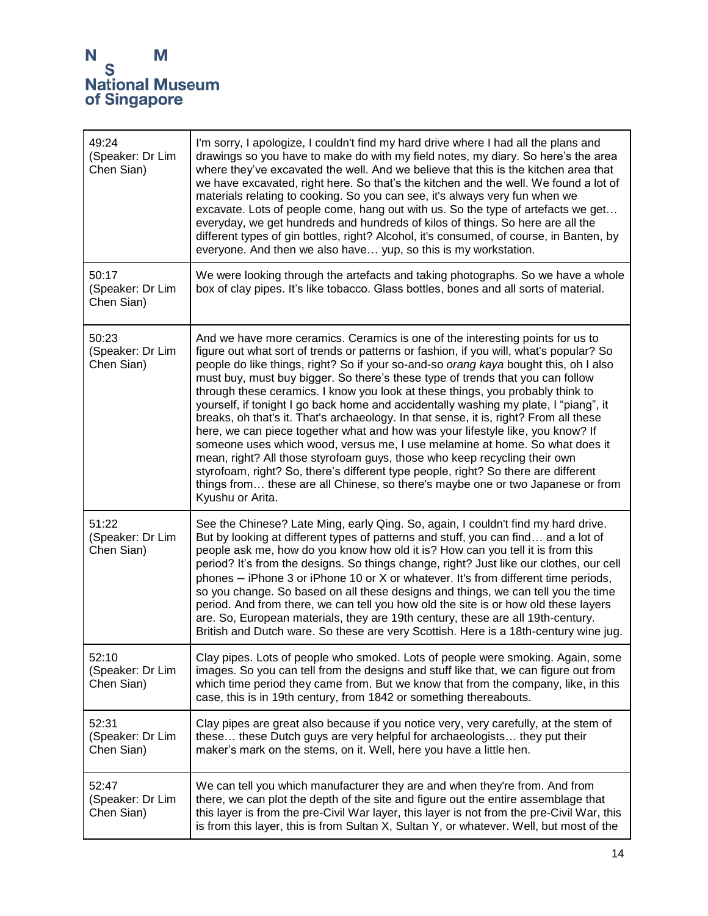| | |
|---|---|
| 49:24 (Speaker: Dr Lim Chen Sian) | I'm sorry, I apologize, I couldn't find my hard drive where I had all the plans and drawings so you have to make do with my field notes, my diary. So here's the area where they've excavated the well. And we believe that this is the kitchen area that we have excavated, right here. So that's the kitchen and the well. We found a lot of materials relating to cooking. So you can see, it's always very fun when we excavate. Lots of people come, hang out with us. So the type of artefacts we get… everyday, we get hundreds and hundreds of kilos of things. So here are all the different types of gin bottles, right? Alcohol, it's consumed, of course, in Banten, by everyone. And then we also have… yup, so this is my workstation. |
| 50:17 (Speaker: Dr Lim Chen Sian) | We were looking through the artefacts and taking photographs. So we have a whole box of clay pipes. It's like tobacco. Glass bottles, bones and all sorts of material. |
| 50:23 (Speaker: Dr Lim Chen Sian) | And we have more ceramics. Ceramics is one of the interesting points for us to figure out what sort of trends or patterns or fashion, if you will, what's popular? So people do like things, right? So if your so-and-so *orang kaya* bought this, oh I also must buy, must buy bigger. So there's these type of trends that you can follow through these ceramics. I know you look at these things, you probably think to yourself, if tonight I go back home and accidentally washing my plate, I "piang", it breaks, oh that's it. That's archaeology. In that sense, it is, right? From all these here, we can piece together what and how was your lifestyle like, you know? If someone uses which wood, versus me, I use melamine at home. So what does it mean, right? All those styrofoam guys, those who keep recycling their own styrofoam, right? So, there's different type people, right? So there are different things from… these are all Chinese, so there's maybe one or two Japanese or from Kyushu or Arita. |
| 51:22 (Speaker: Dr Lim Chen Sian) | See the Chinese? Late Ming, early Qing. So, again, I couldn't find my hard drive. But by looking at different types of patterns and stuff, you can find… and a lot of people ask me, how do you know how old it is? How can you tell it is from this period? It's from the designs. So things change, right? Just like our clothes, our cell phones – iPhone 3 or iPhone 10 or X or whatever. It's from different time periods, so you change. So based on all these designs and things, we can tell you the time period. And from there, we can tell you how old the site is or how old these layers are. So, European materials, they are 19th century, these are all 19th-century. British and Dutch ware. So these are very Scottish. Here is a 18th-century wine jug. |
| 52:10 (Speaker: Dr Lim Chen Sian) | Clay pipes. Lots of people who smoked. Lots of people were smoking. Again, some images. So you can tell from the designs and stuff like that, we can figure out from which time period they came from. But we know that from the company, like, in this case, this is in 19th century, from 1842 or something thereabouts. |
| 52:31 (Speaker: Dr Lim Chen Sian) | Clay pipes are great also because if you notice very, very carefully, at the stem of these… these Dutch guys are very helpful for archaeologists… they put their maker's mark on the stems, on it. Well, here you have a little hen. |
| 52:47 (Speaker: Dr Lim Chen Sian) | We can tell you which manufacturer they are and when they're from. And from there, we can plot the depth of the site and figure out the entire assemblage that this layer is from the pre-Civil War layer, this layer is not from the pre-Civil War, this is from this layer, this is from Sultan X, Sultan Y, or whatever. Well, but most of the |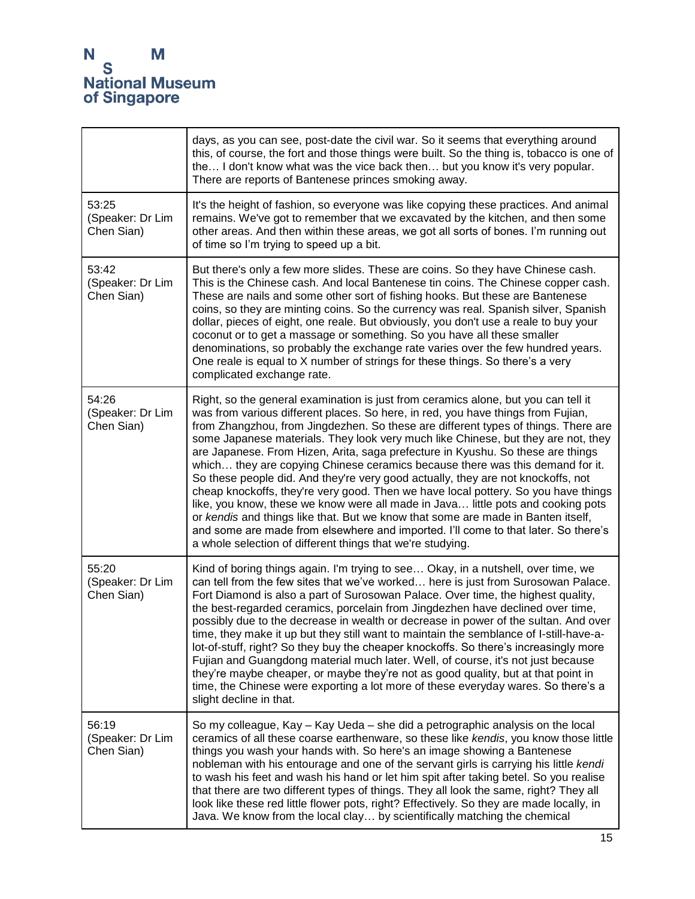| | |
|---|---|
| | days, as you can see, post-date the civil war. So it seems that everything around this, of course, the fort and those things were built. So the thing is, tobacco is one of the… I don't know what was the vice back then… but you know it's very popular. There are reports of Bantenese princes smoking away. |
| 53:25 (Speaker: Dr Lim Chen Sian) | It's the height of fashion, so everyone was like copying these practices. And animal remains. We've got to remember that we excavated by the kitchen, and then some other areas. And then within these areas, we got all sorts of bones. I'm running out of time so I'm trying to speed up a bit. |
| 53:42 (Speaker: Dr Lim Chen Sian) | But there's only a few more slides. These are coins. So they have Chinese cash. This is the Chinese cash. And local Bantenese tin coins. The Chinese copper cash. These are nails and some other sort of fishing hooks. But these are Bantenese coins, so they are minting coins. So the currency was real. Spanish silver, Spanish dollar, pieces of eight, one reale. But obviously, you don't use a reale to buy your coconut or to get a massage or something. So you have all these smaller denominations, so probably the exchange rate varies over the few hundred years. One reale is equal to X number of strings for these things. So there's a very complicated exchange rate. |
| 54:26 (Speaker: Dr Lim Chen Sian) | Right, so the general examination is just from ceramics alone, but you can tell it was from various different places. So here, in red, you have things from Fujian, from Zhangzhou, from Jingdezhen. So these are different types of things. There are some Japanese materials. They look very much like Chinese, but they are not, they are Japanese. From Hizen, Arita, saga prefecture in Kyushu. So these are things which… they are copying Chinese ceramics because there was this demand for it. So these people did. And they're very good actually, they are not knockoffs, not cheap knockoffs, they're very good. Then we have local pottery. So you have things like, you know, these we know were all made in Java… little pots and cooking pots or *kendis* and things like that. But we know that some are made in Banten itself, and some are made from elsewhere and imported. I'll come to that later. So there's a whole selection of different things that we're studying. |
| 55:20 (Speaker: Dr Lim Chen Sian) | Kind of boring things again. I'm trying to see… Okay, in a nutshell, over time, we can tell from the few sites that we've worked… here is just from Surosowan Palace. Fort Diamond is also a part of Surosowan Palace. Over time, the highest quality, the best-regarded ceramics, porcelain from Jingdezhen have declined over time, possibly due to the decrease in wealth or decrease in power of the sultan. And over time, they make it up but they still want to maintain the semblance of I-still-have-a-lot-of-stuff, right? So they buy the cheaper knockoffs. So there's increasingly more Fujian and Guangdong material much later. Well, of course, it's not just because they're maybe cheaper, or maybe they're not as good quality, but at that point in time, the Chinese were exporting a lot more of these everyday wares. So there's a slight decline in that. |
| 56:19 (Speaker: Dr Lim Chen Sian) | So my colleague, Kay – Kay Ueda – she did a petrographic analysis on the local ceramics of all these coarse earthenware, so these like *kendis*, you know those little things you wash your hands with. So here's an image showing a Bantenese nobleman with his entourage and one of the servant girls is carrying his little *kendi* to wash his feet and wash his hand or let him spit after taking betel. So you realise that there are two different types of things. They all look the same, right? They all look like these red little flower pots, right? Effectively. So they are made locally, in Java. We know from the local clay… by scientifically matching the chemical |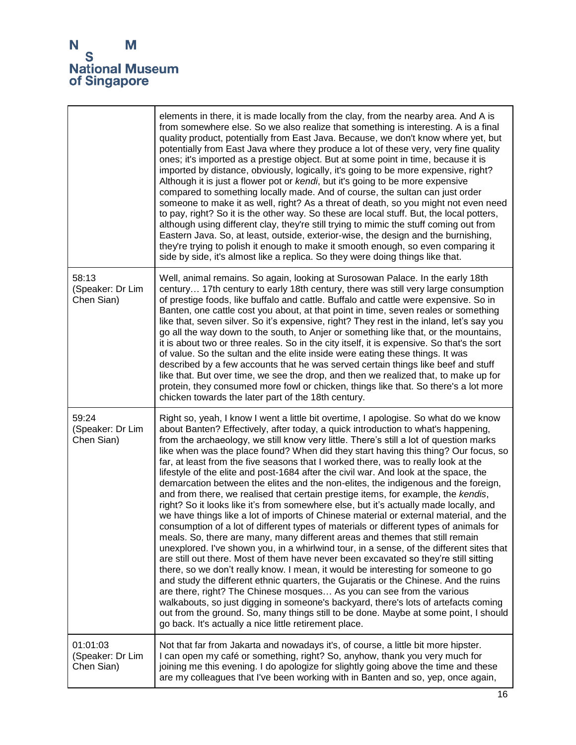| | |
|---|---|
| | elements in there, it is made locally from the clay, from the nearby area. And A is from somewhere else. So we also realize that something is interesting. A is a final quality product, potentially from East Java. Because, we don't know where yet, but potentially from East Java where they produce a lot of these very, very fine quality ones; it's imported as a prestige object. But at some point in time, because it is imported by distance, obviously, logically, it's going to be more expensive, right? Although it is just a flower pot or *kendi*, but it's going to be more expensive compared to something locally made. And of course, the sultan can just order someone to make it as well, right? As a threat of death, so you might not even need to pay, right? So it is the other way. So these are local stuff. But, the local potters, although using different clay, they're still trying to mimic the stuff coming out from Eastern Java. So, at least, outside, exterior-wise, the design and the burnishing, they're trying to polish it enough to make it smooth enough, so even comparing it side by side, it's almost like a replica. So they were doing things like that. |
| 58:13 (Speaker: Dr Lim Chen Sian) | Well, animal remains. So again, looking at Surosowan Palace. In the early 18th century… 17th century to early 18th century, there was still very large consumption of prestige foods, like buffalo and cattle. Buffalo and cattle were expensive. So in Banten, one cattle cost you about, at that point in time, seven reales or something like that, seven silver. So it's expensive, right? They rest in the inland, let's say you go all the way down to the south, to Anjer or something like that, or the mountains, it is about two or three reales. So in the city itself, it is expensive. So that's the sort of value. So the sultan and the elite inside were eating these things. It was described by a few accounts that he was served certain things like beef and stuff like that. But over time, we see the drop, and then we realized that, to make up for protein, they consumed more fowl or chicken, things like that. So there's a lot more chicken towards the later part of the 18th century. |
| 59:24 (Speaker: Dr Lim Chen Sian) | Right so, yeah, I know I went a little bit overtime, I apologise. So what do we know about Banten? Effectively, after today, a quick introduction to what's happening, from the archaeology, we still know very little. There's still a lot of question marks like when was the place found? When did they start having this thing? Our focus, so far, at least from the five seasons that I worked there, was to really look at the lifestyle of the elite and post-1684 after the civil war. And look at the space, the demarcation between the elites and the non-elites, the indigenous and the foreign, and from there, we realised that certain prestige items, for example, the *kendis*, right? So it looks like it's from somewhere else, but it's actually made locally, and we have things like a lot of imports of Chinese material or external material, and the consumption of a lot of different types of materials or different types of animals for meals. So, there are many, many different areas and themes that still remain unexplored. I've shown you, in a whirlwind tour, in a sense, of the different sites that are still out there. Most of them have never been excavated so they're still sitting there, so we don't really know. I mean, it would be interesting for someone to go and study the different ethnic quarters, the Gujaratis or the Chinese. And the ruins are there, right? The Chinese mosques… As you can see from the various walkabouts, so just digging in someone's backyard, there's lots of artefacts coming out from the ground. So, many things still to be done. Maybe at some point, I should go back. It's actually a nice little retirement place. |
| 01:01:03 (Speaker: Dr Lim Chen Sian) | Not that far from Jakarta and nowadays it's, of course, a little bit more hipster. I can open my café or something, right? So, anyhow, thank you very much for joining me this evening. I do apologize for slightly going above the time and these are my colleagues that I've been working with in Banten and so, yep, once again, |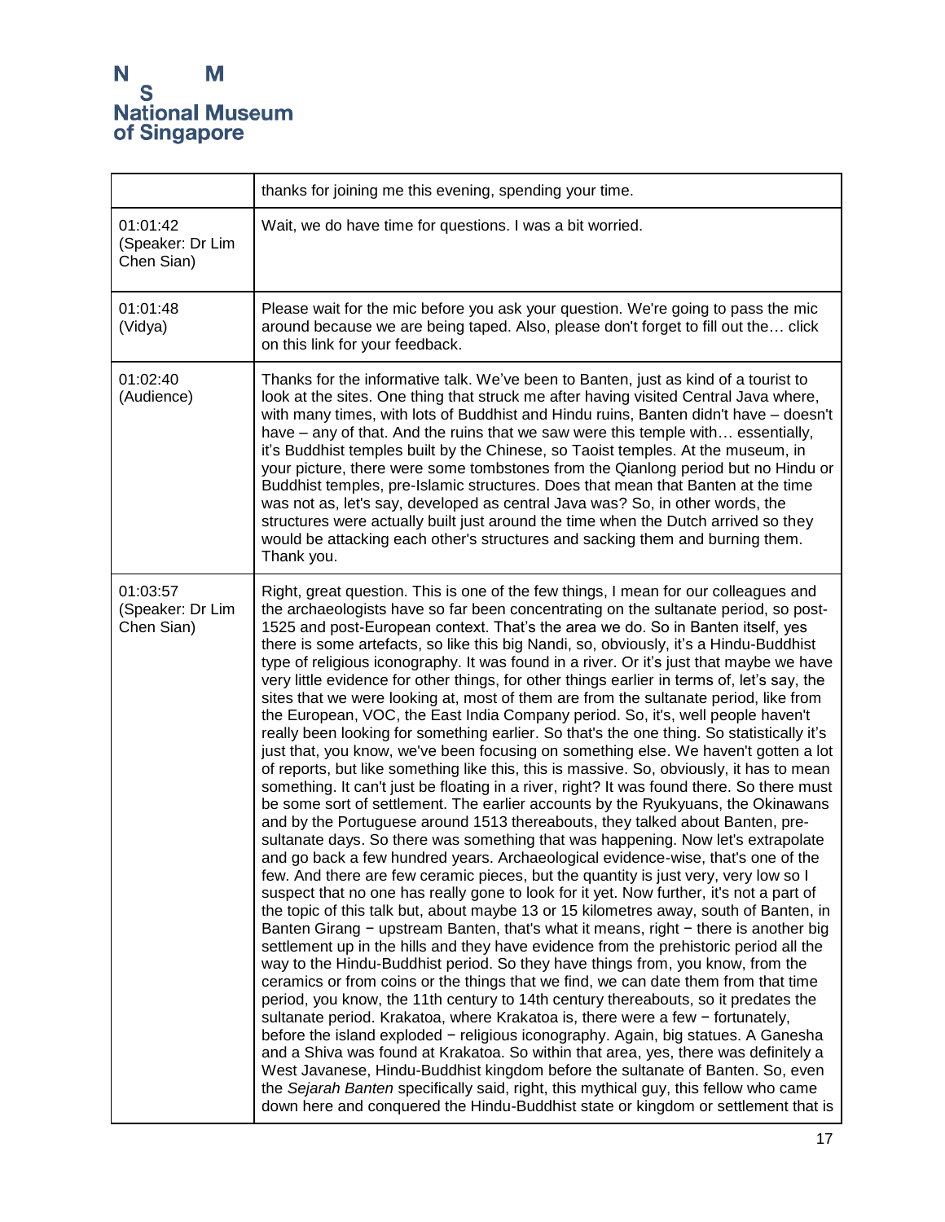| | |
|---|---|
| | thanks for joining me this evening, spending your time. |
| 01:01:42 (Speaker: Dr Lim Chen Sian) | Wait, we do have time for questions. I was a bit worried. |
| 01:01:48 (Vidya) | Please wait for the mic before you ask your question. We're going to pass the mic around because we are being taped. Also, please don't forget to fill out the… click on this link for your feedback. |
| 01:02:40 (Audience) | Thanks for the informative talk. We've been to Banten, just as kind of a tourist to look at the sites. One thing that struck me after having visited Central Java where, with many times, with lots of Buddhist and Hindu ruins, Banten didn't have – doesn't have – any of that. And the ruins that we saw were this temple with… essentially, it's Buddhist temples built by the Chinese, so Taoist temples. At the museum, in your picture, there were some tombstones from the Qianlong period but no Hindu or Buddhist temples, pre-Islamic structures. Does that mean that Banten at the time was not as, let's say, developed as central Java was? So, in other words, the structures were actually built just around the time when the Dutch arrived so they would be attacking each other's structures and sacking them and burning them. Thank you. |
| 01:03:57 (Speaker: Dr Lim Chen Sian) | Right, great question. This is one of the few things, I mean for our colleagues and the archaeologists have so far been concentrating on the sultanate period, so post-1525 and post-European context. That's the area we do. So in Banten itself, yes there is some artefacts, so like this big Nandi, so, obviously, it's a Hindu-Buddhist type of religious iconography. It was found in a river. Or it's just that maybe we have very little evidence for other things, for other things earlier in terms of, let's say, the sites that we were looking at, most of them are from the sultanate period, like from the European, VOC, the East India Company period. So, it's, well people haven't really been looking for something earlier. So that's the one thing. So statistically it's just that, you know, we've been focusing on something else. We haven't gotten a lot of reports, but like something like this, this is massive. So, obviously, it has to mean something. It can't just be floating in a river, right? It was found there. So there must be some sort of settlement. The earlier accounts by the Ryukyuans, the Okinawans and by the Portuguese around 1513 thereabouts, they talked about Banten, pre-sultanate days. So there was something that was happening. Now let's extrapolate and go back a few hundred years. Archaeological evidence-wise, that's one of the few. And there are few ceramic pieces, but the quantity is just very, very low so I suspect that no one has really gone to look for it yet. Now further, it's not a part of the topic of this talk but, about maybe 13 or 15 kilometres away, south of Banten, in Banten Girang − upstream Banten, that's what it means, right − there is another big settlement up in the hills and they have evidence from the prehistoric period all the way to the Hindu-Buddhist period. So they have things from, you know, from the ceramics or from coins or the things that we find, we can date them from that time period, you know, the 11th century to 14th century thereabouts, so it predates the sultanate period. Krakatoa, where Krakatoa is, there were a few − fortunately, before the island exploded − religious iconography. Again, big statues. A Ganesha and a Shiva was found at Krakatoa. So within that area, yes, there was definitely a West Javanese, Hindu-Buddhist kingdom before the sultanate of Banten. So, even the *Sejarah Banten* specifically said, right, this mythical guy, this fellow who came down here and conquered the Hindu-Buddhist state or kingdom or settlement that is |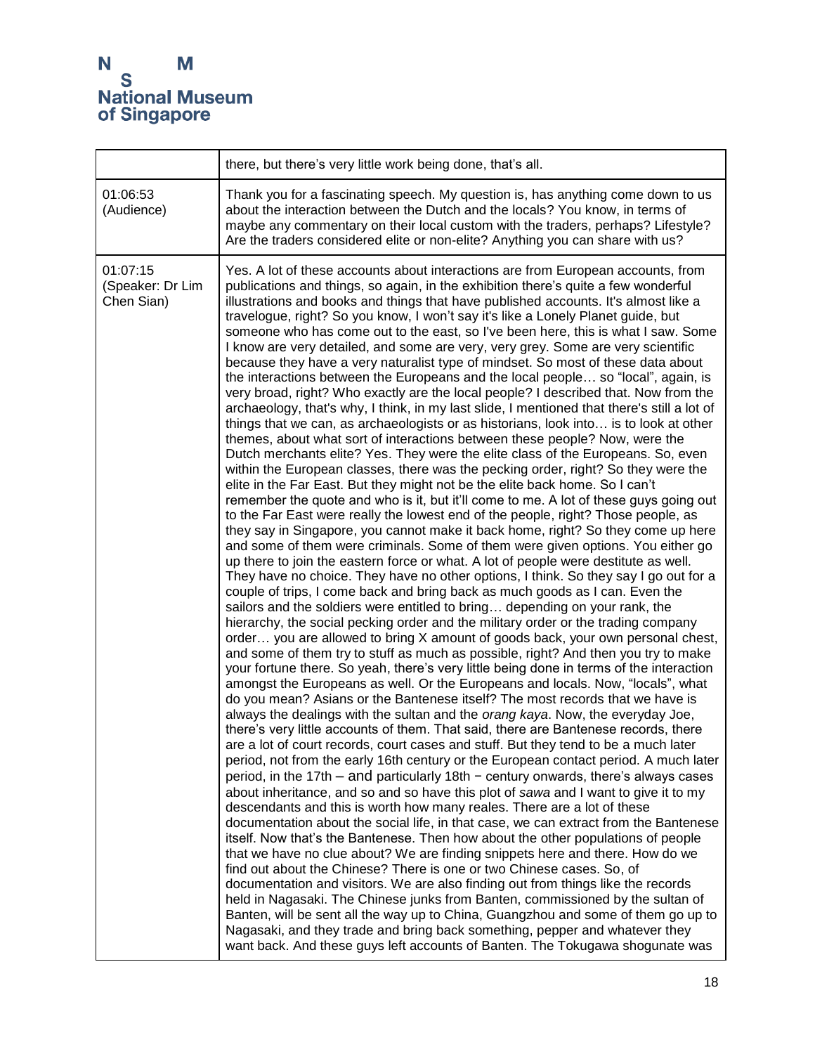| | |
|---|---|
| | there, but there's very little work being done, that's all. |
| 01:06:53 (Audience) | Thank you for a fascinating speech. My question is, has anything come down to us about the interaction between the Dutch and the locals? You know, in terms of maybe any commentary on their local custom with the traders, perhaps? Lifestyle? Are the traders considered elite or non-elite? Anything you can share with us? |
| 01:07:15 (Speaker: Dr Lim Chen Sian) | Yes. A lot of these accounts about interactions are from European accounts, from publications and things, so again, in the exhibition there's quite a few wonderful illustrations and books and things that have published accounts. It's almost like a travelogue, right? So you know, I won't say it's like a Lonely Planet guide, but someone who has come out to the east, so I've been here, this is what I saw. Some I know are very detailed, and some are very, very grey. Some are very scientific because they have a very naturalist type of mindset. So most of these data about the interactions between the Europeans and the local people… so "local", again, is very broad, right? Who exactly are the local people? I described that. Now from the archaeology, that's why, I think, in my last slide, I mentioned that there's still a lot of things that we can, as archaeologists or as historians, look into… is to look at other themes, about what sort of interactions between these people? Now, were the Dutch merchants elite? Yes. They were the elite class of the Europeans. So, even within the European classes, there was the pecking order, right? So they were the elite in the Far East. But they might not be the elite back home. So I can't remember the quote and who is it, but it'll come to me. A lot of these guys going out to the Far East were really the lowest end of the people, right? Those people, as they say in Singapore, you cannot make it back home, right? So they come up here and some of them were criminals. Some of them were given options. You either go up there to join the eastern force or what. A lot of people were destitute as well. They have no choice. They have no other options, I think. So they say I go out for a couple of trips, I come back and bring back as much goods as I can. Even the sailors and the soldiers were entitled to bring… depending on your rank, the hierarchy, the social pecking order and the military order or the trading company order… you are allowed to bring X amount of goods back, your own personal chest, and some of them try to stuff as much as possible, right? And then you try to make your fortune there. So yeah, there's very little being done in terms of the interaction amongst the Europeans as well. Or the Europeans and locals. Now, "locals", what do you mean? Asians or the Bantenese itself? The most records that we have is always the dealings with the sultan and the *orang kaya*. Now, the everyday Joe, there's very little accounts of them. That said, there are Bantenese records, there are a lot of court records, court cases and stuff. But they tend to be a much later period, not from the early 16th century or the European contact period. A much later period, in the 17th – and particularly 18th – century onwards, there's always cases about inheritance, and so and so have this plot of *sawa* and I want to give it to my descendants and this is worth how many reales. There are a lot of these documentation about the social life, in that case, we can extract from the Bantenese itself. Now that's the Bantenese. Then how about the other populations of people that we have no clue about? We are finding snippets here and there. How do we find out about the Chinese? There is one or two Chinese cases. So, of documentation and visitors. We are also finding out from things like the records held in Nagasaki. The Chinese junks from Banten, commissioned by the sultan of Banten, will be sent all the way up to China, Guangzhou and some of them go up to Nagasaki, and they trade and bring back something, pepper and whatever they want back. And these guys left accounts of Banten. The Tokugawa shogunate was |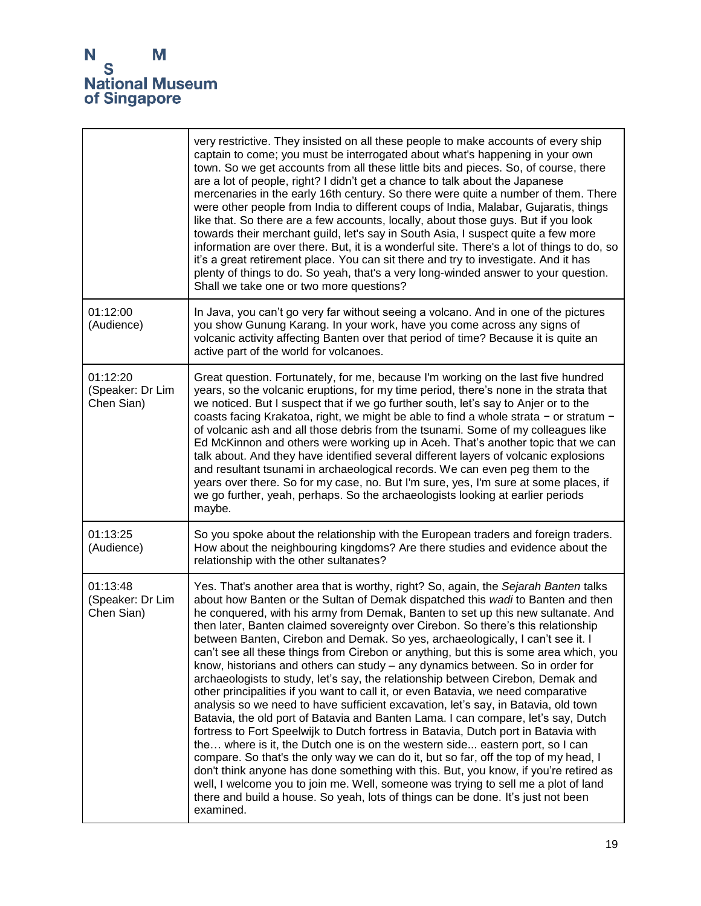|  |  |
| --- | --- |
|  | very restrictive. They insisted on all these people to make accounts of every ship captain to come; you must be interrogated about what's happening in your own town. So we get accounts from all these little bits and pieces. So, of course, there are a lot of people, right? I didn't get a chance to talk about the Japanese mercenaries in the early 16th century. So there were quite a number of them. There were other people from India to different coups of India, Malabar, Gujaratis, things like that. So there are a few accounts, locally, about those guys. But if you look towards their merchant guild, let's say in South Asia, I suspect quite a few more information are over there. But, it is a wonderful site. There's a lot of things to do, so it's a great retirement place. You can sit there and try to investigate. And it has plenty of things to do. So yeah, that's a very long-winded answer to your question. Shall we take one or two more questions? |
| 01:12:00 (Audience) | In Java, you can't go very far without seeing a volcano. And in one of the pictures you show Gunung Karang. In your work, have you come across any signs of volcanic activity affecting Banten over that period of time? Because it is quite an active part of the world for volcanoes. |
| 01:12:20 (Speaker: Dr Lim Chen Sian) | Great question. Fortunately, for me, because I'm working on the last five hundred years, so the volcanic eruptions, for my time period, there's none in the strata that we noticed. But I suspect that if we go further south, let's say to Anjer or to the coasts facing Krakatoa, right, we might be able to find a whole strata − or stratum − of volcanic ash and all those debris from the tsunami. Some of my colleagues like Ed McKinnon and others were working up in Aceh. That's another topic that we can talk about. And they have identified several different layers of volcanic explosions and resultant tsunami in archaeological records. We can even peg them to the years over there. So for my case, no. But I'm sure, yes, I'm sure at some places, if we go further, yeah, perhaps. So the archaeologists looking at earlier periods maybe. |
| 01:13:25 (Audience) | So you spoke about the relationship with the European traders and foreign traders. How about the neighbouring kingdoms? Are there studies and evidence about the relationship with the other sultanates? |
| 01:13:48 (Speaker: Dr Lim Chen Sian) | Yes. That's another area that is worthy, right? So, again, the *Sejarah Banten* talks about how Banten or the Sultan of Demak dispatched this *wadi* to Banten and then he conquered, with his army from Demak, Banten to set up this new sultanate. And then later, Banten claimed sovereignty over Cirebon. So there's this relationship between Banten, Cirebon and Demak. So yes, archaeologically, I can't see it. I can't see all these things from Cirebon or anything, but this is some area which, you know, historians and others can study – any dynamics between. So in order for archaeologists to study, let's say, the relationship between Cirebon, Demak and other principalities if you want to call it, or even Batavia, we need comparative analysis so we need to have sufficient excavation, let's say, in Batavia, old town Batavia, the old port of Batavia and Banten Lama. I can compare, let's say, Dutch fortress to Fort Speelwijk to Dutch fortress in Batavia, Dutch port in Batavia with the… where is it, the Dutch one is on the western side... eastern port, so I can compare. So that's the only way we can do it, but so far, off the top of my head, I don't think anyone has done something with this. But, you know, if you're retired as well, I welcome you to join me. Well, someone was trying to sell me a plot of land there and build a house. So yeah, lots of things can be done. It's just not been examined. |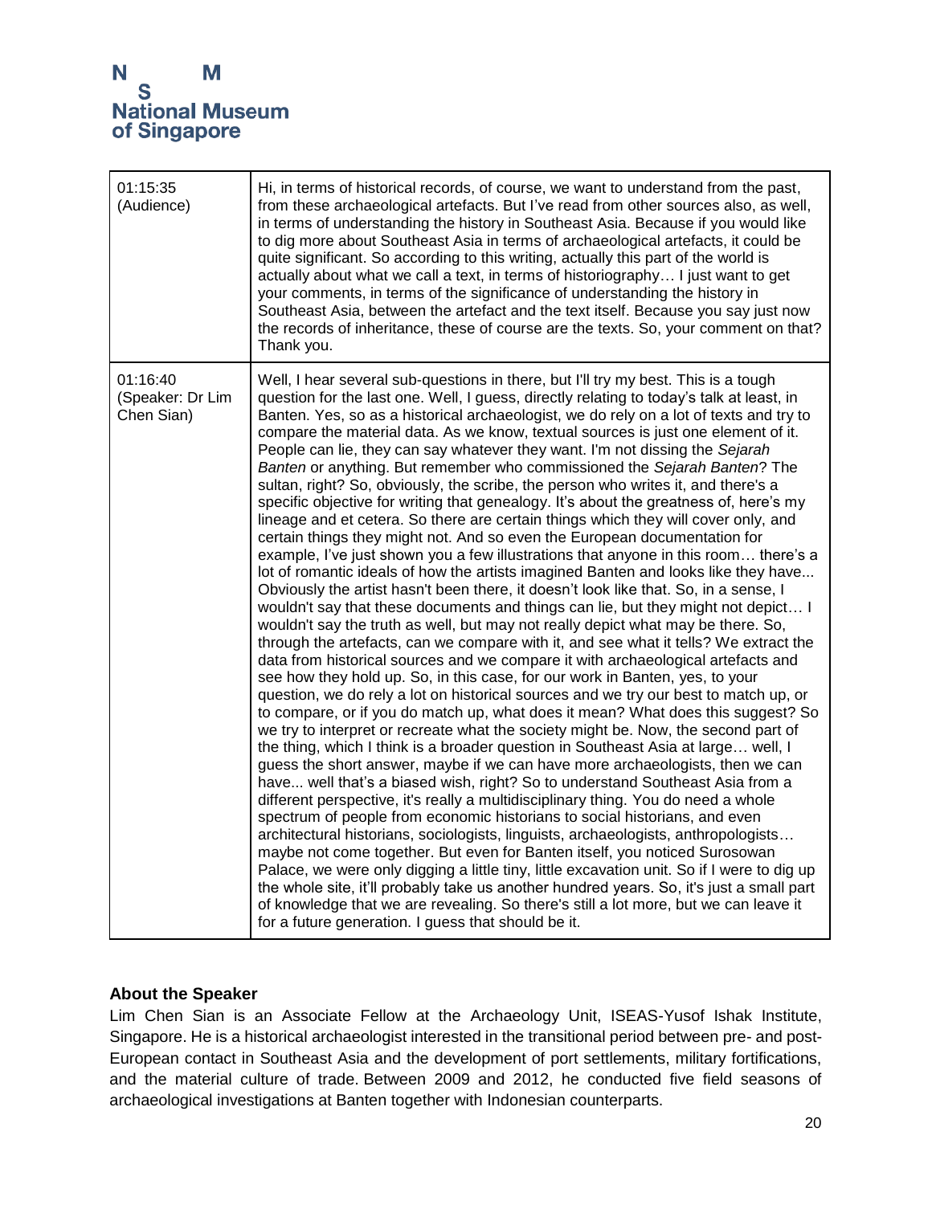| | |
|---|---|
| 01:15:35 (Audience) | Hi, in terms of historical records, of course, we want to understand from the past, from these archaeological artefacts. But I've read from other sources also, as well, in terms of understanding the history in Southeast Asia. Because if you would like to dig more about Southeast Asia in terms of archaeological artefacts, it could be quite significant. So according to this writing, actually this part of the world is actually about what we call a text, in terms of historiography… I just want to get your comments, in terms of the significance of understanding the history in Southeast Asia, between the artefact and the text itself. Because you say just now the records of inheritance, these of course are the texts. So, your comment on that? Thank you. |
| 01:16:40 (Speaker: Dr Lim Chen Sian) | Well, I hear several sub-questions in there, but I'll try my best. This is a tough question for the last one. Well, I guess, directly relating to today's talk at least, in Banten. Yes, so as a historical archaeologist, we do rely on a lot of texts and try to compare the material data. As we know, textual sources is just one element of it. People can lie, they can say whatever they want. I'm not dissing the *Sejarah Banten* or anything. But remember who commissioned the *Sejarah Banten*? The sultan, right? So, obviously, the scribe, the person who writes it, and there's a specific objective for writing that genealogy. It's about the greatness of, here's my lineage and et cetera. So there are certain things which they will cover only, and certain things they might not. And so even the European documentation for example, I've just shown you a few illustrations that anyone in this room… there's a lot of romantic ideals of how the artists imagined Banten and looks like they have... Obviously the artist hasn't been there, it doesn't look like that. So, in a sense, I wouldn't say that these documents and things can lie, but they might not depict… I wouldn't say the truth as well, but may not really depict what may be there. So, through the artefacts, can we compare with it, and see what it tells? We extract the data from historical sources and we compare it with archaeological artefacts and see how they hold up. So, in this case, for our work in Banten, yes, to your question, we do rely a lot on historical sources and we try our best to match up, or to compare, or if you do match up, what does it mean? What does this suggest? So we try to interpret or recreate what the society might be. Now, the second part of the thing, which I think is a broader question in Southeast Asia at large… well, I guess the short answer, maybe if we can have more archaeologists, then we can have... well that's a biased wish, right? So to understand Southeast Asia from a different perspective, it's really a multidisciplinary thing. You do need a whole spectrum of people from economic historians to social historians, and even architectural historians, sociologists, linguists, archaeologists, anthropologists… maybe not come together. But even for Banten itself, you noticed Surosowan Palace, we were only digging a little tiny, little excavation unit. So if I were to dig up the whole site, it'll probably take us another hundred years. So, it's just a small part of knowledge that we are revealing. So there's still a lot more, but we can leave it for a future generation. I guess that should be it. |

**About the Speaker**

Lim Chen Sian is an Associate Fellow at the Archaeology Unit, ISEAS-Yusof Ishak Institute, Singapore. He is a historical archaeologist interested in the transitional period between pre- and post-European contact in Southeast Asia and the development of port settlements, military fortifications, and the material culture of trade. Between 2009 and 2012, he conducted five field seasons of archaeological investigations at Banten together with Indonesian counterparts.